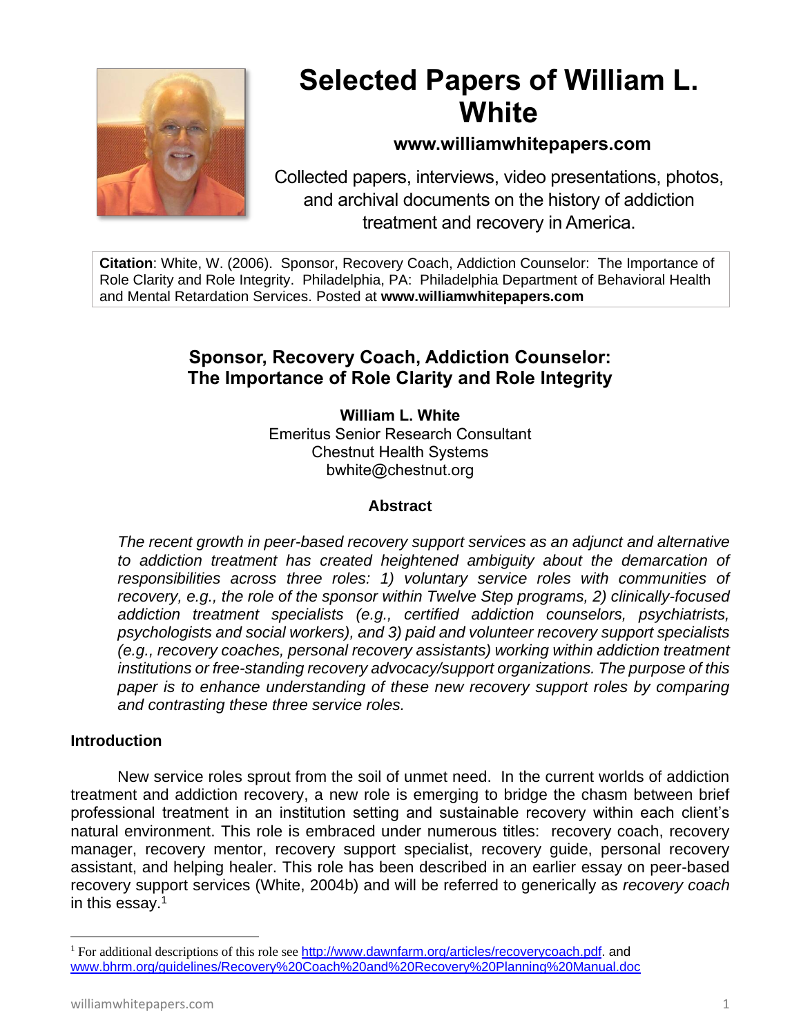# Selected Papers of William L. White

**www.williamwhitepapers.com**

Collected papers, interviews, video presentations, photos, and archival documents on the history of addiction treatment and recovery in America.

**Citation**: White, W. (2006). Sponsor, Recovery Coach, Addiction Counselor: The Importance of Role Clarity and Role Integrity. Philadelphia, PA: Philadelphia Department of Behavioral Health and Mental Retardation Services. Posted at **www.williamwhitepapers.com**

## Sponsor, Recovery Coach, Addiction Counselor: The Importance of Role Clarity and Role Integrity

**William L. White**
Emeritus Senior Research Consultant
Chestnut Health Systems
bwhite@chestnut.org

### Abstract

*The recent growth in peer-based recovery support services as an adjunct and alternative to addiction treatment has created heightened ambiguity about the demarcation of responsibilities across three roles: 1) voluntary service roles with communities of recovery, e.g., the role of the sponsor within Twelve Step programs, 2) clinically-focused addiction treatment specialists (e.g., certified addiction counselors, psychiatrists, psychologists and social workers), and 3) paid and volunteer recovery support specialists (e.g., recovery coaches, personal recovery assistants) working within addiction treatment institutions or free-standing recovery advocacy/support organizations. The purpose of this paper is to enhance understanding of these new recovery support roles by comparing and contrasting these three service roles.*

### Introduction

New service roles sprout from the soil of unmet need. In the current worlds of addiction treatment and addiction recovery, a new role is emerging to bridge the chasm between brief professional treatment in an institution setting and sustainable recovery within each client's natural environment. This role is embraced under numerous titles: recovery coach, recovery manager, recovery mentor, recovery support specialist, recovery guide, personal recovery assistant, and helping healer. This role has been described in an earlier essay on peer-based recovery support services (White, 2004b) and will be referred to generically as *recovery coach* in this essay.[1]

[1] For additional descriptions of this role see http://www.dawnfarm.org/articles/recoverycoach.pdf. and www.bhrm.org/guidelines/Recovery%20Coach%20and%20Recovery%20Planning%20Manual.doc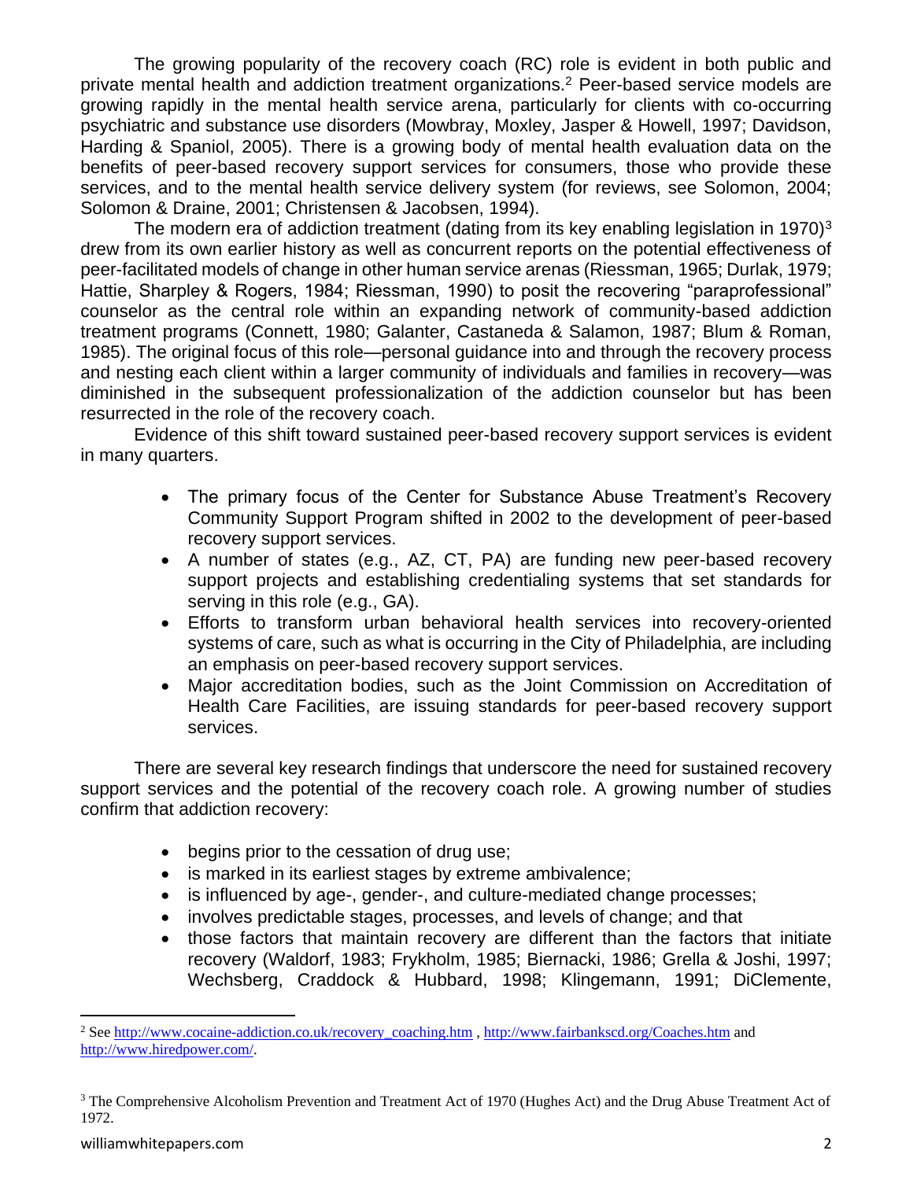The growing popularity of the recovery coach (RC) role is evident in both public and private mental health and addiction treatment organizations.[2] Peer-based service models are growing rapidly in the mental health service arena, particularly for clients with co-occurring psychiatric and substance use disorders (Mowbray, Moxley, Jasper & Howell, 1997; Davidson, Harding & Spaniol, 2005). There is a growing body of mental health evaluation data on the benefits of peer-based recovery support services for consumers, those who provide these services, and to the mental health service delivery system (for reviews, see Solomon, 2004; Solomon & Draine, 2001; Christensen & Jacobsen, 1994).

The modern era of addiction treatment (dating from its key enabling legislation in 1970)[3] drew from its own earlier history as well as concurrent reports on the potential effectiveness of peer-facilitated models of change in other human service arenas (Riessman, 1965; Durlak, 1979; Hattie, Sharpley & Rogers, 1984; Riessman, 1990) to posit the recovering "paraprofessional" counselor as the central role within an expanding network of community-based addiction treatment programs (Connett, 1980; Galanter, Castaneda & Salamon, 1987; Blum & Roman, 1985). The original focus of this role—personal guidance into and through the recovery process and nesting each client within a larger community of individuals and families in recovery—was diminished in the subsequent professionalization of the addiction counselor but has been resurrected in the role of the recovery coach.

Evidence of this shift toward sustained peer-based recovery support services is evident in many quarters.

- The primary focus of the Center for Substance Abuse Treatment's Recovery Community Support Program shifted in 2002 to the development of peer-based recovery support services.
- A number of states (e.g., AZ, CT, PA) are funding new peer-based recovery support projects and establishing credentialing systems that set standards for serving in this role (e.g., GA).
- Efforts to transform urban behavioral health services into recovery-oriented systems of care, such as what is occurring in the City of Philadelphia, are including an emphasis on peer-based recovery support services.
- Major accreditation bodies, such as the Joint Commission on Accreditation of Health Care Facilities, are issuing standards for peer-based recovery support services.

There are several key research findings that underscore the need for sustained recovery support services and the potential of the recovery coach role. A growing number of studies confirm that addiction recovery:

- begins prior to the cessation of drug use;
- is marked in its earliest stages by extreme ambivalence;
- is influenced by age-, gender-, and culture-mediated change processes;
- involves predictable stages, processes, and levels of change; and that
- those factors that maintain recovery are different than the factors that initiate recovery (Waldorf, 1983; Frykholm, 1985; Biernacki, 1986; Grella & Joshi, 1997; Wechsberg, Craddock & Hubbard, 1998; Klingemann, 1991; DiClemente,

---

[2] See http://www.cocaine-addiction.co.uk/recovery_coaching.htm , http://www.fairbankscd.org/Coaches.htm and http://www.hiredpower.com/.

[3] The Comprehensive Alcoholism Prevention and Treatment Act of 1970 (Hughes Act) and the Drug Abuse Treatment Act of 1972.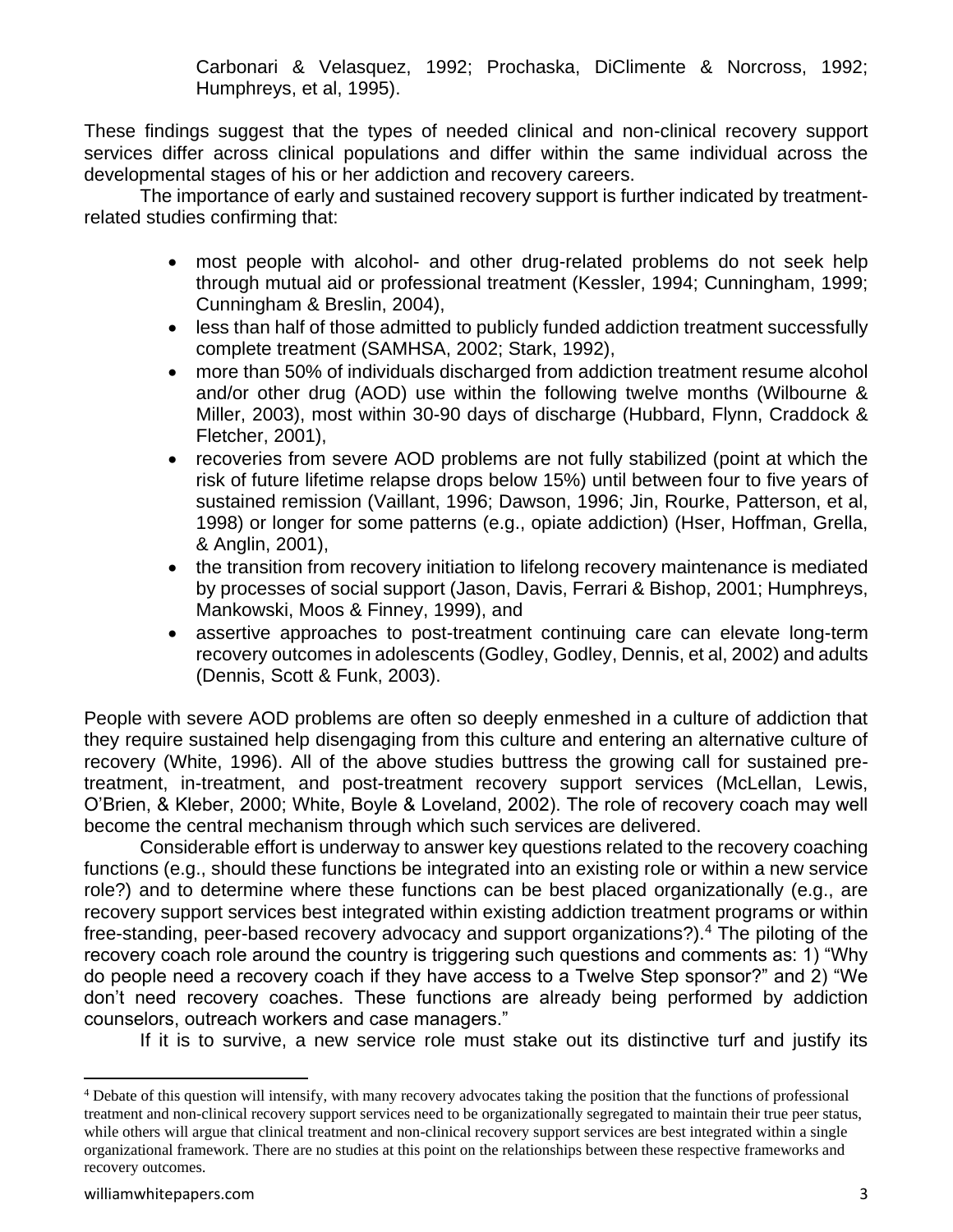Carbonari & Velasquez, 1992; Prochaska, DiClimente & Norcross, 1992; Humphreys, et al, 1995).

These findings suggest that the types of needed clinical and non-clinical recovery support services differ across clinical populations and differ within the same individual across the developmental stages of his or her addiction and recovery careers.

The importance of early and sustained recovery support is further indicated by treatment-related studies confirming that:

- most people with alcohol- and other drug-related problems do not seek help through mutual aid or professional treatment (Kessler, 1994; Cunningham, 1999; Cunningham & Breslin, 2004),
- less than half of those admitted to publicly funded addiction treatment successfully complete treatment (SAMHSA, 2002; Stark, 1992),
- more than 50% of individuals discharged from addiction treatment resume alcohol and/or other drug (AOD) use within the following twelve months (Wilbourne & Miller, 2003), most within 30-90 days of discharge (Hubbard, Flynn, Craddock & Fletcher, 2001),
- recoveries from severe AOD problems are not fully stabilized (point at which the risk of future lifetime relapse drops below 15%) until between four to five years of sustained remission (Vaillant, 1996; Dawson, 1996; Jin, Rourke, Patterson, et al, 1998) or longer for some patterns (e.g., opiate addiction) (Hser, Hoffman, Grella, & Anglin, 2001),
- the transition from recovery initiation to lifelong recovery maintenance is mediated by processes of social support (Jason, Davis, Ferrari & Bishop, 2001; Humphreys, Mankowski, Moos & Finney, 1999), and
- assertive approaches to post-treatment continuing care can elevate long-term recovery outcomes in adolescents (Godley, Godley, Dennis, et al, 2002) and adults (Dennis, Scott & Funk, 2003).

People with severe AOD problems are often so deeply enmeshed in a culture of addiction that they require sustained help disengaging from this culture and entering an alternative culture of recovery (White, 1996). All of the above studies buttress the growing call for sustained pre-treatment, in-treatment, and post-treatment recovery support services (McLellan, Lewis, O'Brien, & Kleber, 2000; White, Boyle & Loveland, 2002). The role of recovery coach may well become the central mechanism through which such services are delivered.

Considerable effort is underway to answer key questions related to the recovery coaching functions (e.g., should these functions be integrated into an existing role or within a new service role?) and to determine where these functions can be best placed organizationally (e.g., are recovery support services best integrated within existing addiction treatment programs or within free-standing, peer-based recovery advocacy and support organizations?).[4] The piloting of the recovery coach role around the country is triggering such questions and comments as: 1) "Why do people need a recovery coach if they have access to a Twelve Step sponsor?" and 2) "We don't need recovery coaches. These functions are already being performed by addiction counselors, outreach workers and case managers."

If it is to survive, a new service role must stake out its distinctive turf and justify its

[4] Debate of this question will intensify, with many recovery advocates taking the position that the functions of professional treatment and non-clinical recovery support services need to be organizationally segregated to maintain their true peer status, while others will argue that clinical treatment and non-clinical recovery support services are best integrated within a single organizational framework. There are no studies at this point on the relationships between these respective frameworks and recovery outcomes.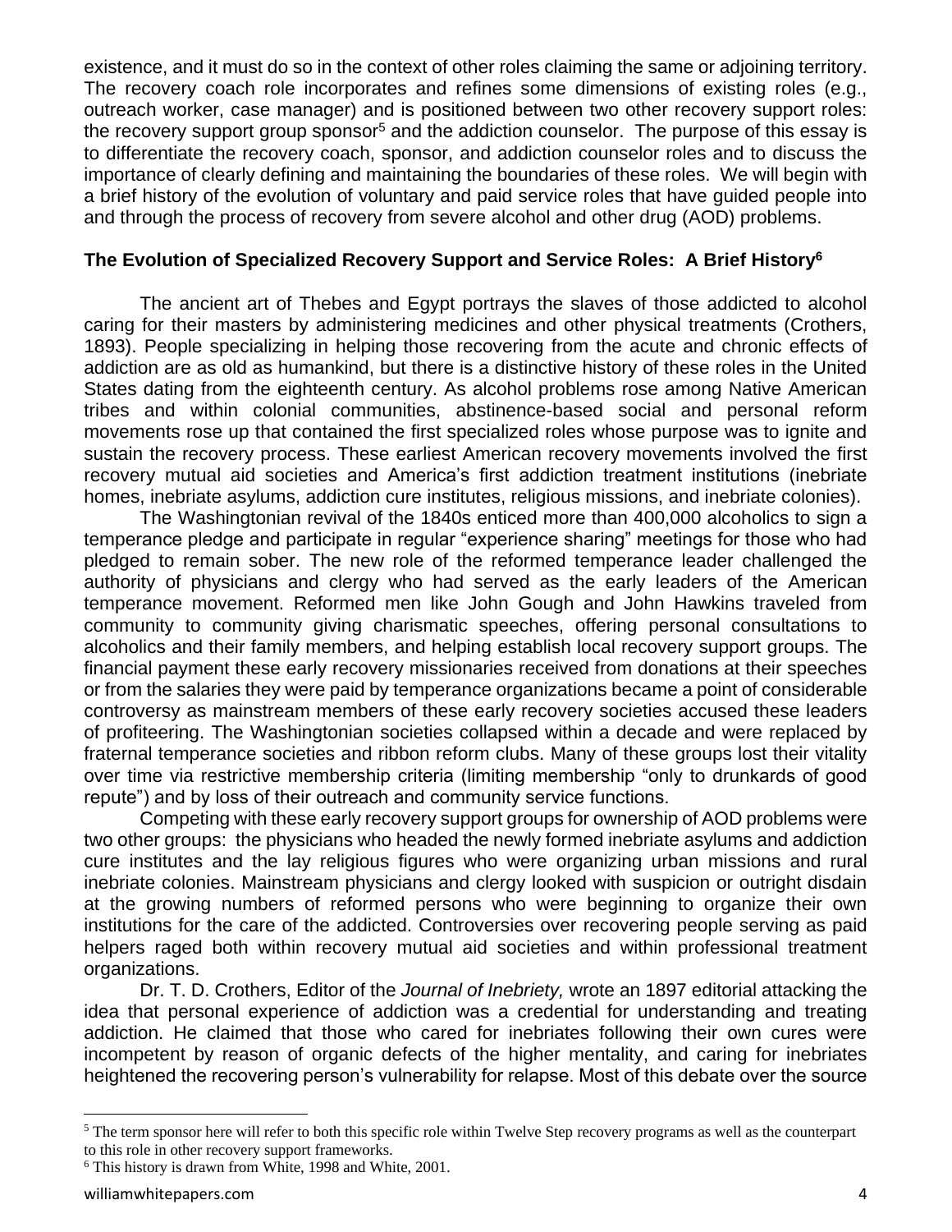existence, and it must do so in the context of other roles claiming the same or adjoining territory. The recovery coach role incorporates and refines some dimensions of existing roles (e.g., outreach worker, case manager) and is positioned between two other recovery support roles: the recovery support group sponsor[5] and the addiction counselor. The purpose of this essay is to differentiate the recovery coach, sponsor, and addiction counselor roles and to discuss the importance of clearly defining and maintaining the boundaries of these roles. We will begin with a brief history of the evolution of voluntary and paid service roles that have guided people into and through the process of recovery from severe alcohol and other drug (AOD) problems.

## The Evolution of Specialized Recovery Support and Service Roles: A Brief History[6]

The ancient art of Thebes and Egypt portrays the slaves of those addicted to alcohol caring for their masters by administering medicines and other physical treatments (Crothers, 1893). People specializing in helping those recovering from the acute and chronic effects of addiction are as old as humankind, but there is a distinctive history of these roles in the United States dating from the eighteenth century. As alcohol problems rose among Native American tribes and within colonial communities, abstinence-based social and personal reform movements rose up that contained the first specialized roles whose purpose was to ignite and sustain the recovery process. These earliest American recovery movements involved the first recovery mutual aid societies and America's first addiction treatment institutions (inebriate homes, inebriate asylums, addiction cure institutes, religious missions, and inebriate colonies).

The Washingtonian revival of the 1840s enticed more than 400,000 alcoholics to sign a temperance pledge and participate in regular "experience sharing" meetings for those who had pledged to remain sober. The new role of the reformed temperance leader challenged the authority of physicians and clergy who had served as the early leaders of the American temperance movement. Reformed men like John Gough and John Hawkins traveled from community to community giving charismatic speeches, offering personal consultations to alcoholics and their family members, and helping establish local recovery support groups. The financial payment these early recovery missionaries received from donations at their speeches or from the salaries they were paid by temperance organizations became a point of considerable controversy as mainstream members of these early recovery societies accused these leaders of profiteering. The Washingtonian societies collapsed within a decade and were replaced by fraternal temperance societies and ribbon reform clubs. Many of these groups lost their vitality over time via restrictive membership criteria (limiting membership "only to drunkards of good repute") and by loss of their outreach and community service functions.

Competing with these early recovery support groups for ownership of AOD problems were two other groups: the physicians who headed the newly formed inebriate asylums and addiction cure institutes and the lay religious figures who were organizing urban missions and rural inebriate colonies. Mainstream physicians and clergy looked with suspicion or outright disdain at the growing numbers of reformed persons who were beginning to organize their own institutions for the care of the addicted. Controversies over recovering people serving as paid helpers raged both within recovery mutual aid societies and within professional treatment organizations.

Dr. T. D. Crothers, Editor of the *Journal of Inebriety,* wrote an 1897 editorial attacking the idea that personal experience of addiction was a credential for understanding and treating addiction. He claimed that those who cared for inebriates following their own cures were incompetent by reason of organic defects of the higher mentality, and caring for inebriates heightened the recovering person's vulnerability for relapse. Most of this debate over the source

[5] The term sponsor here will refer to both this specific role within Twelve Step recovery programs as well as the counterpart to this role in other recovery support frameworks.

[6] This history is drawn from White, 1998 and White, 2001.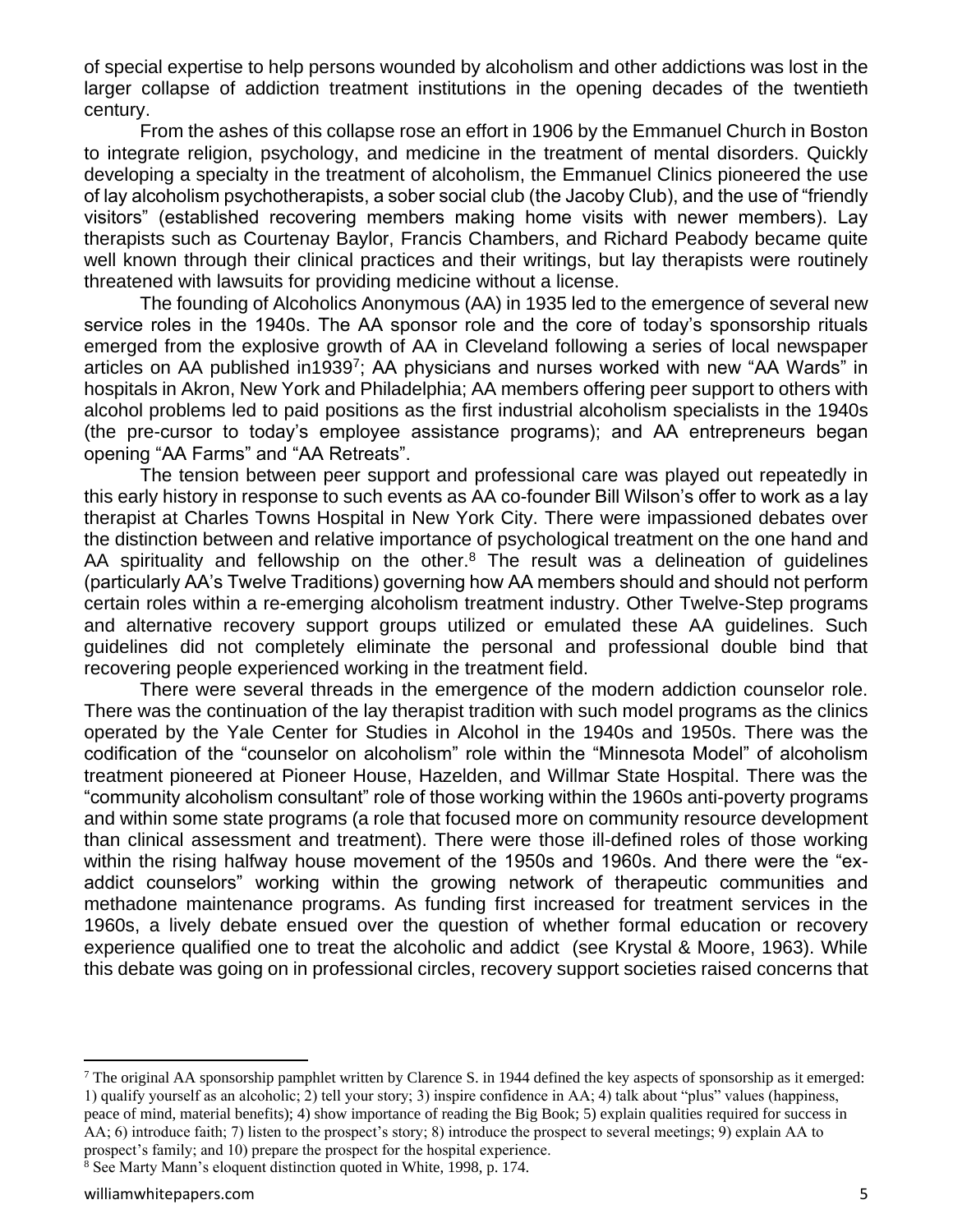of special expertise to help persons wounded by alcoholism and other addictions was lost in the larger collapse of addiction treatment institutions in the opening decades of the twentieth century.

From the ashes of this collapse rose an effort in 1906 by the Emmanuel Church in Boston to integrate religion, psychology, and medicine in the treatment of mental disorders. Quickly developing a specialty in the treatment of alcoholism, the Emmanuel Clinics pioneered the use of lay alcoholism psychotherapists, a sober social club (the Jacoby Club), and the use of "friendly visitors" (established recovering members making home visits with newer members). Lay therapists such as Courtenay Baylor, Francis Chambers, and Richard Peabody became quite well known through their clinical practices and their writings, but lay therapists were routinely threatened with lawsuits for providing medicine without a license.

The founding of Alcoholics Anonymous (AA) in 1935 led to the emergence of several new service roles in the 1940s. The AA sponsor role and the core of today's sponsorship rituals emerged from the explosive growth of AA in Cleveland following a series of local newspaper articles on AA published in1939[7]; AA physicians and nurses worked with new "AA Wards" in hospitals in Akron, New York and Philadelphia; AA members offering peer support to others with alcohol problems led to paid positions as the first industrial alcoholism specialists in the 1940s (the pre-cursor to today's employee assistance programs); and AA entrepreneurs began opening "AA Farms" and "AA Retreats".

The tension between peer support and professional care was played out repeatedly in this early history in response to such events as AA co-founder Bill Wilson's offer to work as a lay therapist at Charles Towns Hospital in New York City. There were impassioned debates over the distinction between and relative importance of psychological treatment on the one hand and AA spirituality and fellowship on the other.[8] The result was a delineation of guidelines (particularly AA's Twelve Traditions) governing how AA members should and should not perform certain roles within a re-emerging alcoholism treatment industry. Other Twelve-Step programs and alternative recovery support groups utilized or emulated these AA guidelines. Such guidelines did not completely eliminate the personal and professional double bind that recovering people experienced working in the treatment field.

There were several threads in the emergence of the modern addiction counselor role. There was the continuation of the lay therapist tradition with such model programs as the clinics operated by the Yale Center for Studies in Alcohol in the 1940s and 1950s. There was the codification of the "counselor on alcoholism" role within the "Minnesota Model" of alcoholism treatment pioneered at Pioneer House, Hazelden, and Willmar State Hospital. There was the "community alcoholism consultant" role of those working within the 1960s anti-poverty programs and within some state programs (a role that focused more on community resource development than clinical assessment and treatment). There were those ill-defined roles of those working within the rising halfway house movement of the 1950s and 1960s. And there were the "ex-addict counselors" working within the growing network of therapeutic communities and methadone maintenance programs. As funding first increased for treatment services in the 1960s, a lively debate ensued over the question of whether formal education or recovery experience qualified one to treat the alcoholic and addict (see Krystal & Moore, 1963). While this debate was going on in professional circles, recovery support societies raised concerns that

---

[7] The original AA sponsorship pamphlet written by Clarence S. in 1944 defined the key aspects of sponsorship as it emerged: 1) qualify yourself as an alcoholic; 2) tell your story; 3) inspire confidence in AA; 4) talk about "plus" values (happiness, peace of mind, material benefits); 4) show importance of reading the Big Book; 5) explain qualities required for success in AA; 6) introduce faith; 7) listen to the prospect's story; 8) introduce the prospect to several meetings; 9) explain AA to prospect's family; and 10) prepare the prospect for the hospital experience.

[8] See Marty Mann's eloquent distinction quoted in White, 1998, p. 174.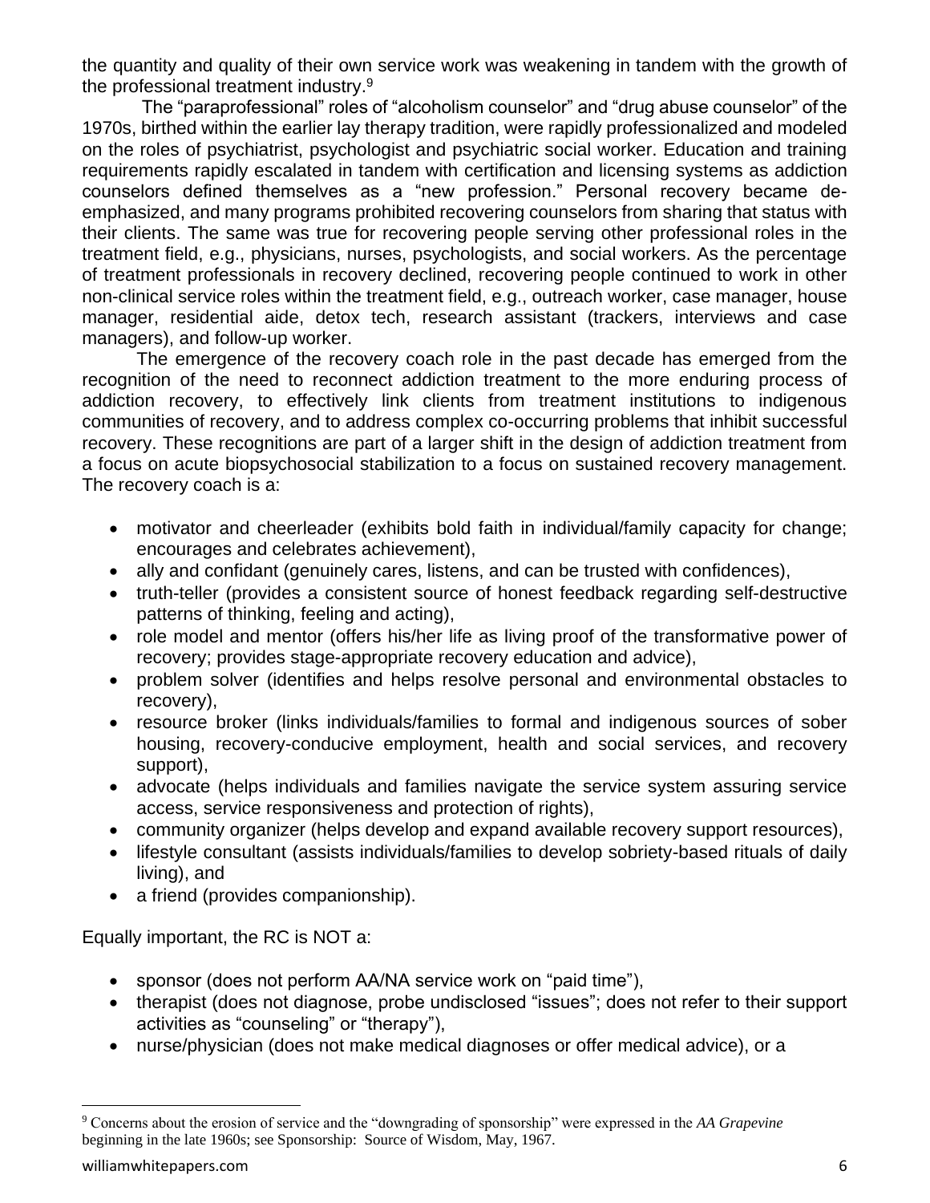the quantity and quality of their own service work was weakening in tandem with the growth of the professional treatment industry.[9]

The "paraprofessional" roles of "alcoholism counselor" and "drug abuse counselor" of the 1970s, birthed within the earlier lay therapy tradition, were rapidly professionalized and modeled on the roles of psychiatrist, psychologist and psychiatric social worker. Education and training requirements rapidly escalated in tandem with certification and licensing systems as addiction counselors defined themselves as a "new profession." Personal recovery became de-emphasized, and many programs prohibited recovering counselors from sharing that status with their clients. The same was true for recovering people serving other professional roles in the treatment field, e.g., physicians, nurses, psychologists, and social workers. As the percentage of treatment professionals in recovery declined, recovering people continued to work in other non-clinical service roles within the treatment field, e.g., outreach worker, case manager, house manager, residential aide, detox tech, research assistant (trackers, interviews and case managers), and follow-up worker.

The emergence of the recovery coach role in the past decade has emerged from the recognition of the need to reconnect addiction treatment to the more enduring process of addiction recovery, to effectively link clients from treatment institutions to indigenous communities of recovery, and to address complex co-occurring problems that inhibit successful recovery. These recognitions are part of a larger shift in the design of addiction treatment from a focus on acute biopsychosocial stabilization to a focus on sustained recovery management. The recovery coach is a:

- motivator and cheerleader (exhibits bold faith in individual/family capacity for change; encourages and celebrates achievement),
- ally and confidant (genuinely cares, listens, and can be trusted with confidences),
- truth-teller (provides a consistent source of honest feedback regarding self-destructive patterns of thinking, feeling and acting),
- role model and mentor (offers his/her life as living proof of the transformative power of recovery; provides stage-appropriate recovery education and advice),
- problem solver (identifies and helps resolve personal and environmental obstacles to recovery),
- resource broker (links individuals/families to formal and indigenous sources of sober housing, recovery-conducive employment, health and social services, and recovery support),
- advocate (helps individuals and families navigate the service system assuring service access, service responsiveness and protection of rights),
- community organizer (helps develop and expand available recovery support resources),
- lifestyle consultant (assists individuals/families to develop sobriety-based rituals of daily living), and
- a friend (provides companionship).

Equally important, the RC is NOT a:

- sponsor (does not perform AA/NA service work on "paid time"),
- therapist (does not diagnose, probe undisclosed "issues"; does not refer to their support activities as "counseling" or "therapy"),
- nurse/physician (does not make medical diagnoses or offer medical advice), or a

[9] Concerns about the erosion of service and the "downgrading of sponsorship" were expressed in the *AA Grapevine* beginning in the late 1960s; see Sponsorship: Source of Wisdom, May, 1967.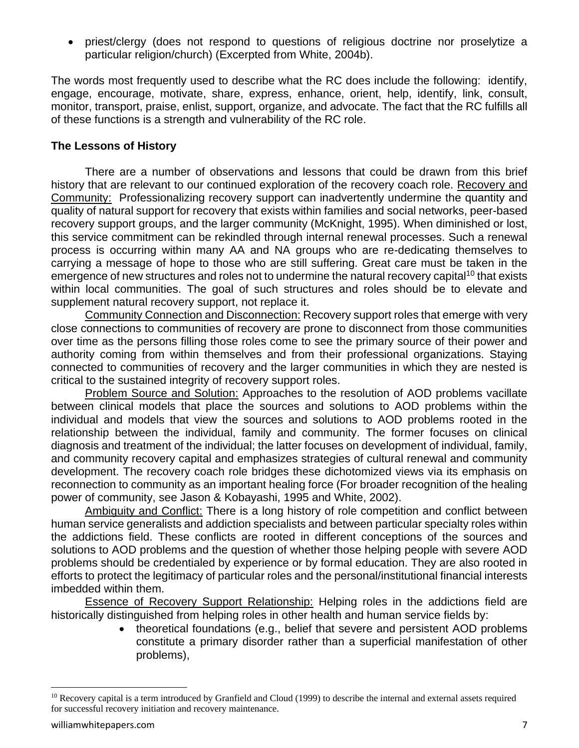- priest/clergy (does not respond to questions of religious doctrine nor proselytize a particular religion/church) (Excerpted from White, 2004b).

The words most frequently used to describe what the RC does include the following: identify, engage, encourage, motivate, share, express, enhance, orient, help, identify, link, consult, monitor, transport, praise, enlist, support, organize, and advocate. The fact that the RC fulfills all of these functions is a strength and vulnerability of the RC role.

**The Lessons of History**

There are a number of observations and lessons that could be drawn from this brief history that are relevant to our continued exploration of the recovery coach role. Recovery and Community: Professionalizing recovery support can inadvertently undermine the quantity and quality of natural support for recovery that exists within families and social networks, peer-based recovery support groups, and the larger community (McKnight, 1995). When diminished or lost, this service commitment can be rekindled through internal renewal processes. Such a renewal process is occurring within many AA and NA groups who are re-dedicating themselves to carrying a message of hope to those who are still suffering. Great care must be taken in the emergence of new structures and roles not to undermine the natural recovery capital[10] that exists within local communities. The goal of such structures and roles should be to elevate and supplement natural recovery support, not replace it.

Community Connection and Disconnection: Recovery support roles that emerge with very close connections to communities of recovery are prone to disconnect from those communities over time as the persons filling those roles come to see the primary source of their power and authority coming from within themselves and from their professional organizations. Staying connected to communities of recovery and the larger communities in which they are nested is critical to the sustained integrity of recovery support roles.

Problem Source and Solution: Approaches to the resolution of AOD problems vacillate between clinical models that place the sources and solutions to AOD problems within the individual and models that view the sources and solutions to AOD problems rooted in the relationship between the individual, family and community. The former focuses on clinical diagnosis and treatment of the individual; the latter focuses on development of individual, family, and community recovery capital and emphasizes strategies of cultural renewal and community development. The recovery coach role bridges these dichotomized views via its emphasis on reconnection to community as an important healing force (For broader recognition of the healing power of community, see Jason & Kobayashi, 1995 and White, 2002).

Ambiguity and Conflict: There is a long history of role competition and conflict between human service generalists and addiction specialists and between particular specialty roles within the addictions field. These conflicts are rooted in different conceptions of the sources and solutions to AOD problems and the question of whether those helping people with severe AOD problems should be credentialed by experience or by formal education. They are also rooted in efforts to protect the legitimacy of particular roles and the personal/institutional financial interests imbedded within them.

Essence of Recovery Support Relationship: Helping roles in the addictions field are historically distinguished from helping roles in other health and human service fields by:

- theoretical foundations (e.g., belief that severe and persistent AOD problems constitute a primary disorder rather than a superficial manifestation of other problems),

[10] Recovery capital is a term introduced by Granfield and Cloud (1999) to describe the internal and external assets required for successful recovery initiation and recovery maintenance.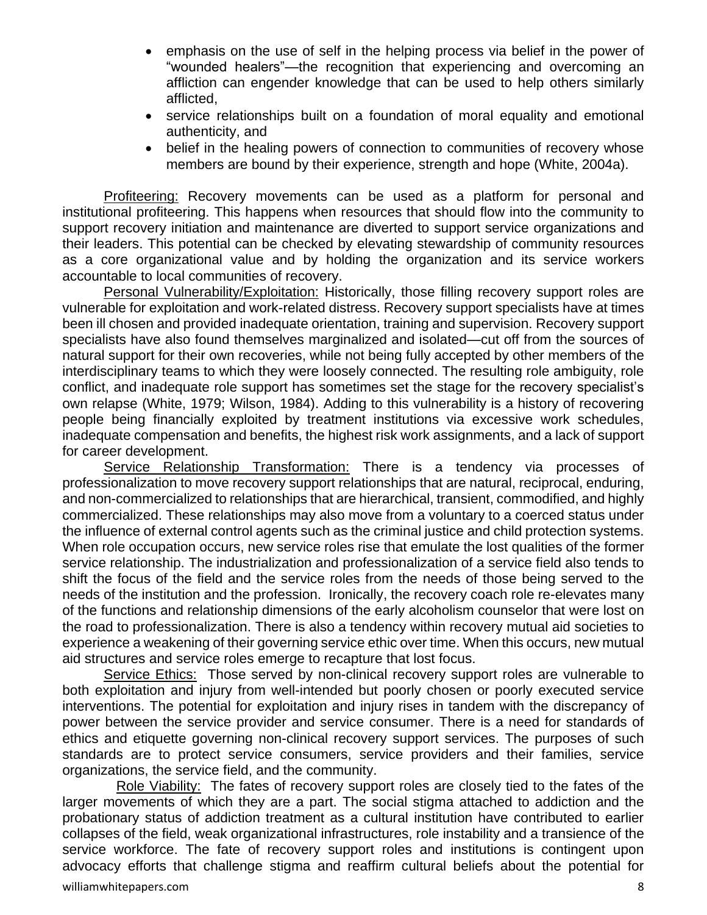- emphasis on the use of self in the helping process via belief in the power of "wounded healers"—the recognition that experiencing and overcoming an affliction can engender knowledge that can be used to help others similarly afflicted,
- service relationships built on a foundation of moral equality and emotional authenticity, and
- belief in the healing powers of connection to communities of recovery whose members are bound by their experience, strength and hope (White, 2004a).

Profiteering: Recovery movements can be used as a platform for personal and institutional profiteering. This happens when resources that should flow into the community to support recovery initiation and maintenance are diverted to support service organizations and their leaders. This potential can be checked by elevating stewardship of community resources as a core organizational value and by holding the organization and its service workers accountable to local communities of recovery.

Personal Vulnerability/Exploitation: Historically, those filling recovery support roles are vulnerable for exploitation and work-related distress. Recovery support specialists have at times been ill chosen and provided inadequate orientation, training and supervision. Recovery support specialists have also found themselves marginalized and isolated—cut off from the sources of natural support for their own recoveries, while not being fully accepted by other members of the interdisciplinary teams to which they were loosely connected. The resulting role ambiguity, role conflict, and inadequate role support has sometimes set the stage for the recovery specialist's own relapse (White, 1979; Wilson, 1984). Adding to this vulnerability is a history of recovering people being financially exploited by treatment institutions via excessive work schedules, inadequate compensation and benefits, the highest risk work assignments, and a lack of support for career development.

Service Relationship Transformation: There is a tendency via processes of professionalization to move recovery support relationships that are natural, reciprocal, enduring, and non-commercialized to relationships that are hierarchical, transient, commodified, and highly commercialized. These relationships may also move from a voluntary to a coerced status under the influence of external control agents such as the criminal justice and child protection systems. When role occupation occurs, new service roles rise that emulate the lost qualities of the former service relationship. The industrialization and professionalization of a service field also tends to shift the focus of the field and the service roles from the needs of those being served to the needs of the institution and the profession. Ironically, the recovery coach role re-elevates many of the functions and relationship dimensions of the early alcoholism counselor that were lost on the road to professionalization. There is also a tendency within recovery mutual aid societies to experience a weakening of their governing service ethic over time. When this occurs, new mutual aid structures and service roles emerge to recapture that lost focus.

Service Ethics: Those served by non-clinical recovery support roles are vulnerable to both exploitation and injury from well-intended but poorly chosen or poorly executed service interventions. The potential for exploitation and injury rises in tandem with the discrepancy of power between the service provider and service consumer. There is a need for standards of ethics and etiquette governing non-clinical recovery support services. The purposes of such standards are to protect service consumers, service providers and their families, service organizations, the service field, and the community.

Role Viability: The fates of recovery support roles are closely tied to the fates of the larger movements of which they are a part. The social stigma attached to addiction and the probationary status of addiction treatment as a cultural institution have contributed to earlier collapses of the field, weak organizational infrastructures, role instability and a transience of the service workforce. The fate of recovery support roles and institutions is contingent upon advocacy efforts that challenge stigma and reaffirm cultural beliefs about the potential for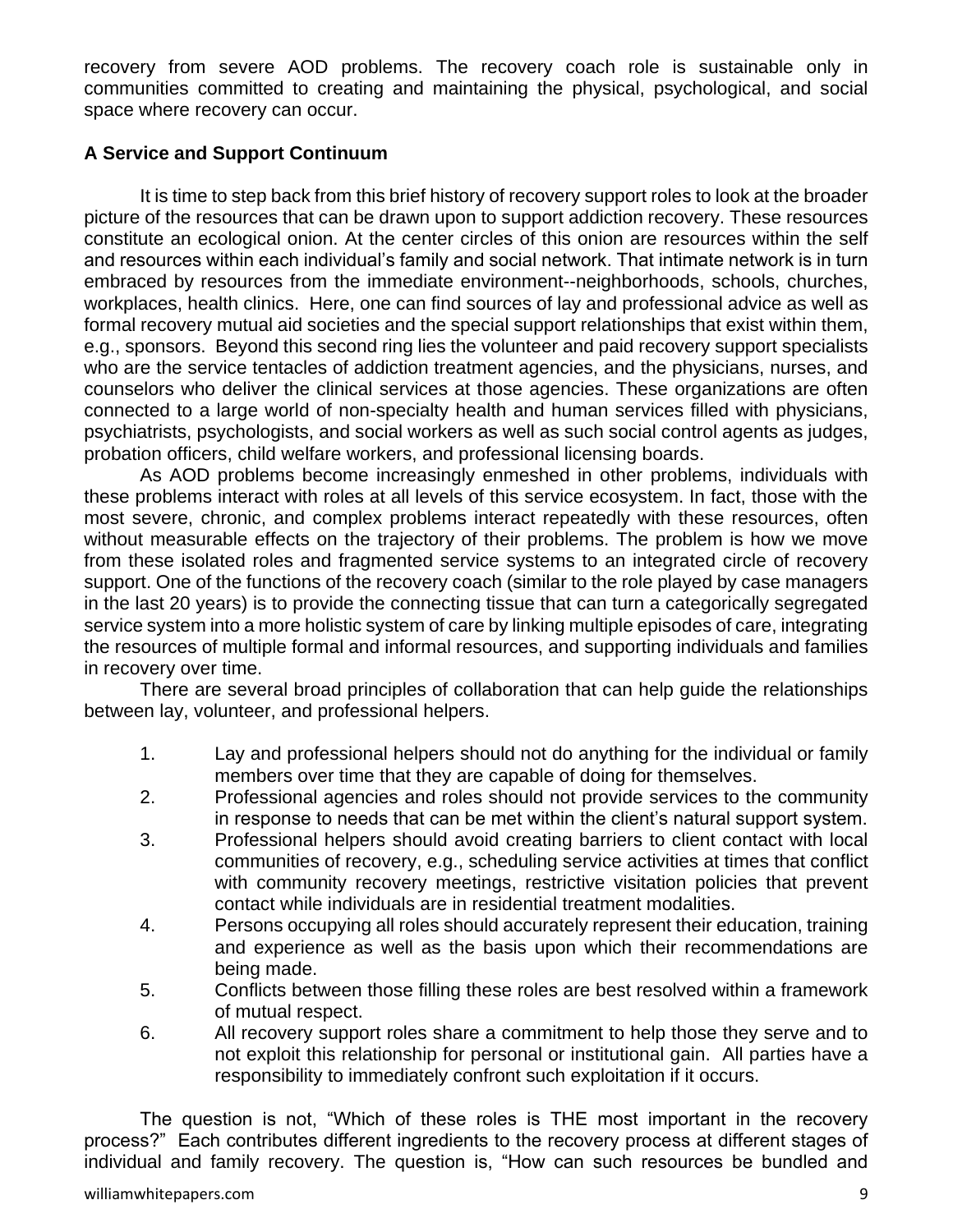recovery from severe AOD problems. The recovery coach role is sustainable only in communities committed to creating and maintaining the physical, psychological, and social space where recovery can occur.

**A Service and Support Continuum**

It is time to step back from this brief history of recovery support roles to look at the broader picture of the resources that can be drawn upon to support addiction recovery. These resources constitute an ecological onion. At the center circles of this onion are resources within the self and resources within each individual's family and social network. That intimate network is in turn embraced by resources from the immediate environment--neighborhoods, schools, churches, workplaces, health clinics. Here, one can find sources of lay and professional advice as well as formal recovery mutual aid societies and the special support relationships that exist within them, e.g., sponsors. Beyond this second ring lies the volunteer and paid recovery support specialists who are the service tentacles of addiction treatment agencies, and the physicians, nurses, and counselors who deliver the clinical services at those agencies. These organizations are often connected to a large world of non-specialty health and human services filled with physicians, psychiatrists, psychologists, and social workers as well as such social control agents as judges, probation officers, child welfare workers, and professional licensing boards.

As AOD problems become increasingly enmeshed in other problems, individuals with these problems interact with roles at all levels of this service ecosystem. In fact, those with the most severe, chronic, and complex problems interact repeatedly with these resources, often without measurable effects on the trajectory of their problems. The problem is how we move from these isolated roles and fragmented service systems to an integrated circle of recovery support. One of the functions of the recovery coach (similar to the role played by case managers in the last 20 years) is to provide the connecting tissue that can turn a categorically segregated service system into a more holistic system of care by linking multiple episodes of care, integrating the resources of multiple formal and informal resources, and supporting individuals and families in recovery over time.

There are several broad principles of collaboration that can help guide the relationships between lay, volunteer, and professional helpers.

1. Lay and professional helpers should not do anything for the individual or family members over time that they are capable of doing for themselves.
2. Professional agencies and roles should not provide services to the community in response to needs that can be met within the client's natural support system.
3. Professional helpers should avoid creating barriers to client contact with local communities of recovery, e.g., scheduling service activities at times that conflict with community recovery meetings, restrictive visitation policies that prevent contact while individuals are in residential treatment modalities.
4. Persons occupying all roles should accurately represent their education, training and experience as well as the basis upon which their recommendations are being made.
5. Conflicts between those filling these roles are best resolved within a framework of mutual respect.
6. All recovery support roles share a commitment to help those they serve and to not exploit this relationship for personal or institutional gain. All parties have a responsibility to immediately confront such exploitation if it occurs.

The question is not, "Which of these roles is THE most important in the recovery process?" Each contributes different ingredients to the recovery process at different stages of individual and family recovery. The question is, "How can such resources be bundled and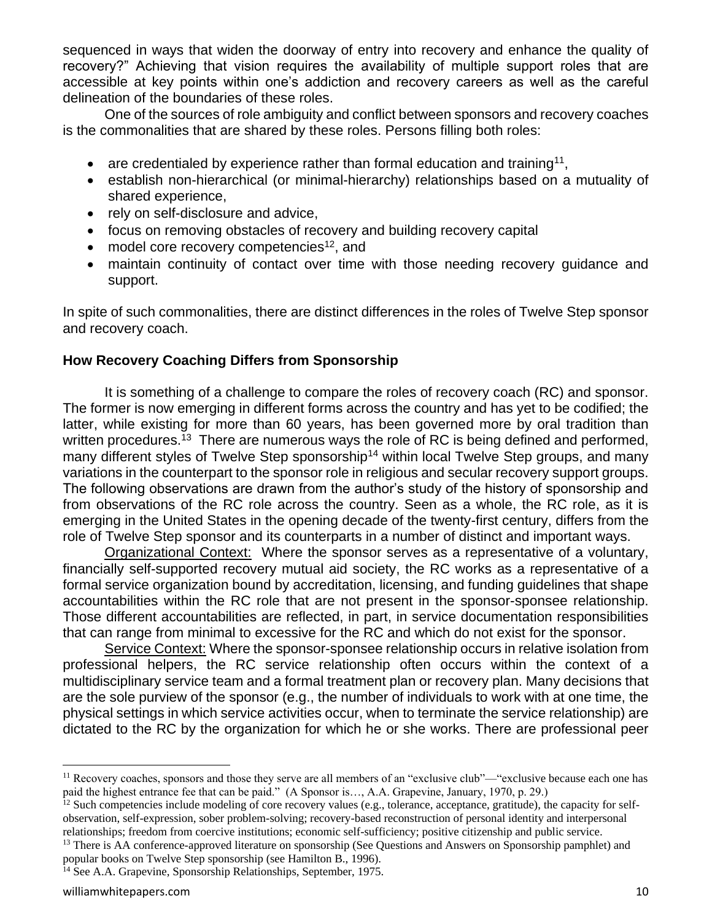sequenced in ways that widen the doorway of entry into recovery and enhance the quality of recovery?" Achieving that vision requires the availability of multiple support roles that are accessible at key points within one's addiction and recovery careers as well as the careful delineation of the boundaries of these roles.

One of the sources of role ambiguity and conflict between sponsors and recovery coaches is the commonalities that are shared by these roles. Persons filling both roles:

- are credentialed by experience rather than formal education and training[11],
- establish non-hierarchical (or minimal-hierarchy) relationships based on a mutuality of shared experience,
- rely on self-disclosure and advice,
- focus on removing obstacles of recovery and building recovery capital
- model core recovery competencies[12], and
- maintain continuity of contact over time with those needing recovery guidance and support.

In spite of such commonalities, there are distinct differences in the roles of Twelve Step sponsor and recovery coach.

### How Recovery Coaching Differs from Sponsorship

It is something of a challenge to compare the roles of recovery coach (RC) and sponsor. The former is now emerging in different forms across the country and has yet to be codified; the latter, while existing for more than 60 years, has been governed more by oral tradition than written procedures.[13] There are numerous ways the role of RC is being defined and performed, many different styles of Twelve Step sponsorship[14] within local Twelve Step groups, and many variations in the counterpart to the sponsor role in religious and secular recovery support groups. The following observations are drawn from the author's study of the history of sponsorship and from observations of the RC role across the country. Seen as a whole, the RC role, as it is emerging in the United States in the opening decade of the twenty-first century, differs from the role of Twelve Step sponsor and its counterparts in a number of distinct and important ways.

Organizational Context: Where the sponsor serves as a representative of a voluntary, financially self-supported recovery mutual aid society, the RC works as a representative of a formal service organization bound by accreditation, licensing, and funding guidelines that shape accountabilities within the RC role that are not present in the sponsor-sponsee relationship. Those different accountabilities are reflected, in part, in service documentation responsibilities that can range from minimal to excessive for the RC and which do not exist for the sponsor.

Service Context: Where the sponsor-sponsee relationship occurs in relative isolation from professional helpers, the RC service relationship often occurs within the context of a multidisciplinary service team and a formal treatment plan or recovery plan. Many decisions that are the sole purview of the sponsor (e.g., the number of individuals to work with at one time, the physical settings in which service activities occur, when to terminate the service relationship) are dictated to the RC by the organization for which he or she works. There are professional peer

---

[11] Recovery coaches, sponsors and those they serve are all members of an "exclusive club"—"exclusive because each one has paid the highest entrance fee that can be paid." (A Sponsor is…, A.A. Grapevine, January, 1970, p. 29.)

[12] Such competencies include modeling of core recovery values (e.g., tolerance, acceptance, gratitude), the capacity for self-observation, self-expression, sober problem-solving; recovery-based reconstruction of personal identity and interpersonal relationships; freedom from coercive institutions; economic self-sufficiency; positive citizenship and public service.

[13] There is AA conference-approved literature on sponsorship (See Questions and Answers on Sponsorship pamphlet) and popular books on Twelve Step sponsorship (see Hamilton B., 1996).

[14] See A.A. Grapevine, Sponsorship Relationships, September, 1975.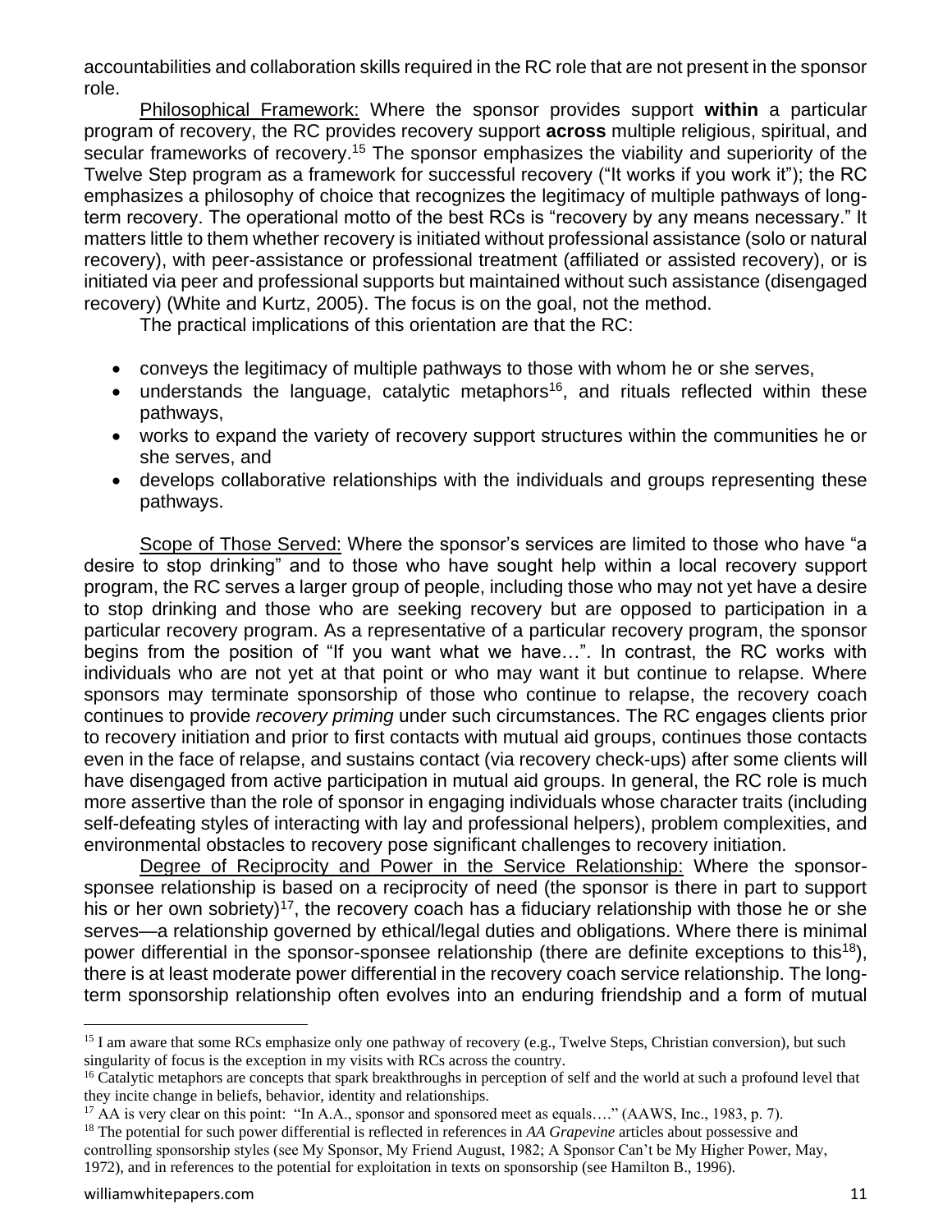accountabilities and collaboration skills required in the RC role that are not present in the sponsor role.

Philosophical Framework: Where the sponsor provides support **within** a particular program of recovery, the RC provides recovery support **across** multiple religious, spiritual, and secular frameworks of recovery.[15] The sponsor emphasizes the viability and superiority of the Twelve Step program as a framework for successful recovery ("It works if you work it"); the RC emphasizes a philosophy of choice that recognizes the legitimacy of multiple pathways of long-term recovery. The operational motto of the best RCs is "recovery by any means necessary." It matters little to them whether recovery is initiated without professional assistance (solo or natural recovery), with peer-assistance or professional treatment (affiliated or assisted recovery), or is initiated via peer and professional supports but maintained without such assistance (disengaged recovery) (White and Kurtz, 2005). The focus is on the goal, not the method.

The practical implications of this orientation are that the RC:

- conveys the legitimacy of multiple pathways to those with whom he or she serves,
- understands the language, catalytic metaphors[16], and rituals reflected within these pathways,
- works to expand the variety of recovery support structures within the communities he or she serves, and
- develops collaborative relationships with the individuals and groups representing these pathways.

Scope of Those Served: Where the sponsor's services are limited to those who have "a desire to stop drinking" and to those who have sought help within a local recovery support program, the RC serves a larger group of people, including those who may not yet have a desire to stop drinking and those who are seeking recovery but are opposed to participation in a particular recovery program. As a representative of a particular recovery program, the sponsor begins from the position of "If you want what we have…". In contrast, the RC works with individuals who are not yet at that point or who may want it but continue to relapse. Where sponsors may terminate sponsorship of those who continue to relapse, the recovery coach continues to provide *recovery priming* under such circumstances. The RC engages clients prior to recovery initiation and prior to first contacts with mutual aid groups, continues those contacts even in the face of relapse, and sustains contact (via recovery check-ups) after some clients will have disengaged from active participation in mutual aid groups. In general, the RC role is much more assertive than the role of sponsor in engaging individuals whose character traits (including self-defeating styles of interacting with lay and professional helpers), problem complexities, and environmental obstacles to recovery pose significant challenges to recovery initiation.

Degree of Reciprocity and Power in the Service Relationship: Where the sponsor-sponsee relationship is based on a reciprocity of need (the sponsor is there in part to support his or her own sobriety)[17], the recovery coach has a fiduciary relationship with those he or she serves—a relationship governed by ethical/legal duties and obligations. Where there is minimal power differential in the sponsor-sponsee relationship (there are definite exceptions to this[18]), there is at least moderate power differential in the recovery coach service relationship. The long-term sponsorship relationship often evolves into an enduring friendship and a form of mutual

---

[15] I am aware that some RCs emphasize only one pathway of recovery (e.g., Twelve Steps, Christian conversion), but such singularity of focus is the exception in my visits with RCs across the country.

[16] Catalytic metaphors are concepts that spark breakthroughs in perception of self and the world at such a profound level that they incite change in beliefs, behavior, identity and relationships.

[17] AA is very clear on this point: "In A.A., sponsor and sponsored meet as equals…." (AAWS, Inc., 1983, p. 7).

[18] The potential for such power differential is reflected in references in *AA Grapevine* articles about possessive and controlling sponsorship styles (see My Sponsor, My Friend August, 1982; A Sponsor Can't be My Higher Power, May, 1972), and in references to the potential for exploitation in texts on sponsorship (see Hamilton B., 1996).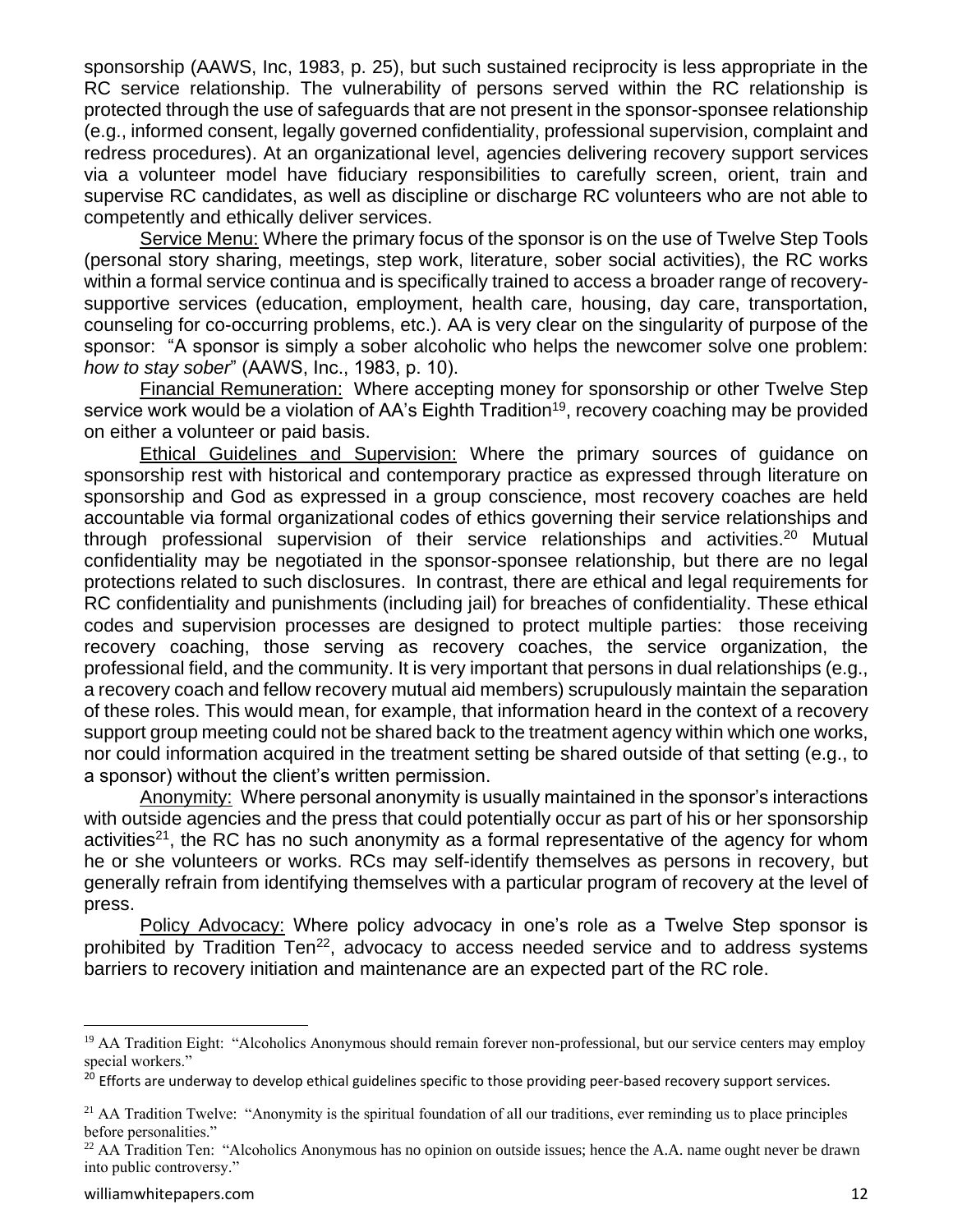sponsorship (AAWS, Inc, 1983, p. 25), but such sustained reciprocity is less appropriate in the RC service relationship. The vulnerability of persons served within the RC relationship is protected through the use of safeguards that are not present in the sponsor-sponsee relationship (e.g., informed consent, legally governed confidentiality, professional supervision, complaint and redress procedures). At an organizational level, agencies delivering recovery support services via a volunteer model have fiduciary responsibilities to carefully screen, orient, train and supervise RC candidates, as well as discipline or discharge RC volunteers who are not able to competently and ethically deliver services.

Service Menu: Where the primary focus of the sponsor is on the use of Twelve Step Tools (personal story sharing, meetings, step work, literature, sober social activities), the RC works within a formal service continua and is specifically trained to access a broader range of recovery-supportive services (education, employment, health care, housing, day care, transportation, counseling for co-occurring problems, etc.). AA is very clear on the singularity of purpose of the sponsor: "A sponsor is simply a sober alcoholic who helps the newcomer solve one problem: *how to stay sober*" (AAWS, Inc., 1983, p. 10).

Financial Remuneration: Where accepting money for sponsorship or other Twelve Step service work would be a violation of AA's Eighth Tradition[19], recovery coaching may be provided on either a volunteer or paid basis.

Ethical Guidelines and Supervision: Where the primary sources of guidance on sponsorship rest with historical and contemporary practice as expressed through literature on sponsorship and God as expressed in a group conscience, most recovery coaches are held accountable via formal organizational codes of ethics governing their service relationships and through professional supervision of their service relationships and activities.[20] Mutual confidentiality may be negotiated in the sponsor-sponsee relationship, but there are no legal protections related to such disclosures. In contrast, there are ethical and legal requirements for RC confidentiality and punishments (including jail) for breaches of confidentiality. These ethical codes and supervision processes are designed to protect multiple parties: those receiving recovery coaching, those serving as recovery coaches, the service organization, the professional field, and the community. It is very important that persons in dual relationships (e.g., a recovery coach and fellow recovery mutual aid members) scrupulously maintain the separation of these roles. This would mean, for example, that information heard in the context of a recovery support group meeting could not be shared back to the treatment agency within which one works, nor could information acquired in the treatment setting be shared outside of that setting (e.g., to a sponsor) without the client's written permission.

Anonymity: Where personal anonymity is usually maintained in the sponsor's interactions with outside agencies and the press that could potentially occur as part of his or her sponsorship activities[21], the RC has no such anonymity as a formal representative of the agency for whom he or she volunteers or works. RCs may self-identify themselves as persons in recovery, but generally refrain from identifying themselves with a particular program of recovery at the level of press.

Policy Advocacy: Where policy advocacy in one's role as a Twelve Step sponsor is prohibited by Tradition Ten[22], advocacy to access needed service and to address systems barriers to recovery initiation and maintenance are an expected part of the RC role.

---

[19] AA Tradition Eight: "Alcoholics Anonymous should remain forever non-professional, but our service centers may employ special workers."

[20] Efforts are underway to develop ethical guidelines specific to those providing peer-based recovery support services.

[21] AA Tradition Twelve: "Anonymity is the spiritual foundation of all our traditions, ever reminding us to place principles before personalities."

[22] AA Tradition Ten: "Alcoholics Anonymous has no opinion on outside issues; hence the A.A. name ought never be drawn into public controversy."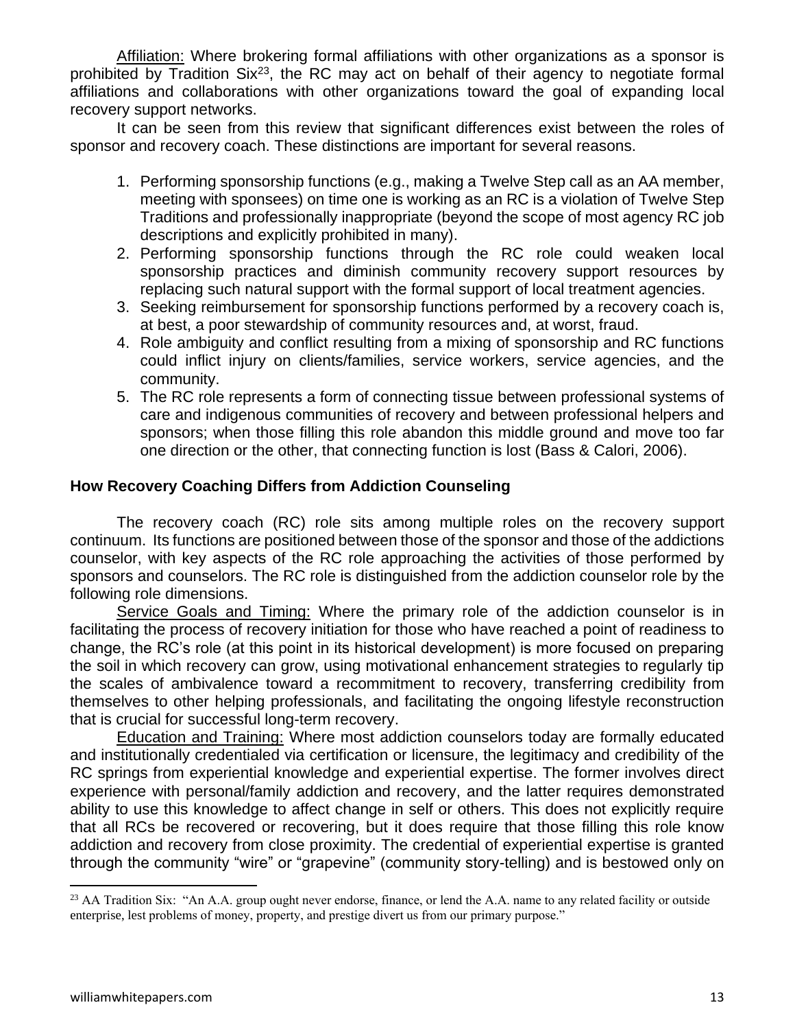Affiliation: Where brokering formal affiliations with other organizations as a sponsor is prohibited by Tradition Six[23], the RC may act on behalf of their agency to negotiate formal affiliations and collaborations with other organizations toward the goal of expanding local recovery support networks.

It can be seen from this review that significant differences exist between the roles of sponsor and recovery coach. These distinctions are important for several reasons.

1. Performing sponsorship functions (e.g., making a Twelve Step call as an AA member, meeting with sponsees) on time one is working as an RC is a violation of Twelve Step Traditions and professionally inappropriate (beyond the scope of most agency RC job descriptions and explicitly prohibited in many).
2. Performing sponsorship functions through the RC role could weaken local sponsorship practices and diminish community recovery support resources by replacing such natural support with the formal support of local treatment agencies.
3. Seeking reimbursement for sponsorship functions performed by a recovery coach is, at best, a poor stewardship of community resources and, at worst, fraud.
4. Role ambiguity and conflict resulting from a mixing of sponsorship and RC functions could inflict injury on clients/families, service workers, service agencies, and the community.
5. The RC role represents a form of connecting tissue between professional systems of care and indigenous communities of recovery and between professional helpers and sponsors; when those filling this role abandon this middle ground and move too far one direction or the other, that connecting function is lost (Bass & Calori, 2006).

## How Recovery Coaching Differs from Addiction Counseling

The recovery coach (RC) role sits among multiple roles on the recovery support continuum. Its functions are positioned between those of the sponsor and those of the addictions counselor, with key aspects of the RC role approaching the activities of those performed by sponsors and counselors. The RC role is distinguished from the addiction counselor role by the following role dimensions.

Service Goals and Timing: Where the primary role of the addiction counselor is in facilitating the process of recovery initiation for those who have reached a point of readiness to change, the RC's role (at this point in its historical development) is more focused on preparing the soil in which recovery can grow, using motivational enhancement strategies to regularly tip the scales of ambivalence toward a recommitment to recovery, transferring credibility from themselves to other helping professionals, and facilitating the ongoing lifestyle reconstruction that is crucial for successful long-term recovery.

Education and Training: Where most addiction counselors today are formally educated and institutionally credentialed via certification or licensure, the legitimacy and credibility of the RC springs from experiential knowledge and experiential expertise. The former involves direct experience with personal/family addiction and recovery, and the latter requires demonstrated ability to use this knowledge to affect change in self or others. This does not explicitly require that all RCs be recovered or recovering, but it does require that those filling this role know addiction and recovery from close proximity. The credential of experiential expertise is granted through the community "wire" or "grapevine" (community story-telling) and is bestowed only on

---

[23] AA Tradition Six: "An A.A. group ought never endorse, finance, or lend the A.A. name to any related facility or outside enterprise, lest problems of money, property, and prestige divert us from our primary purpose."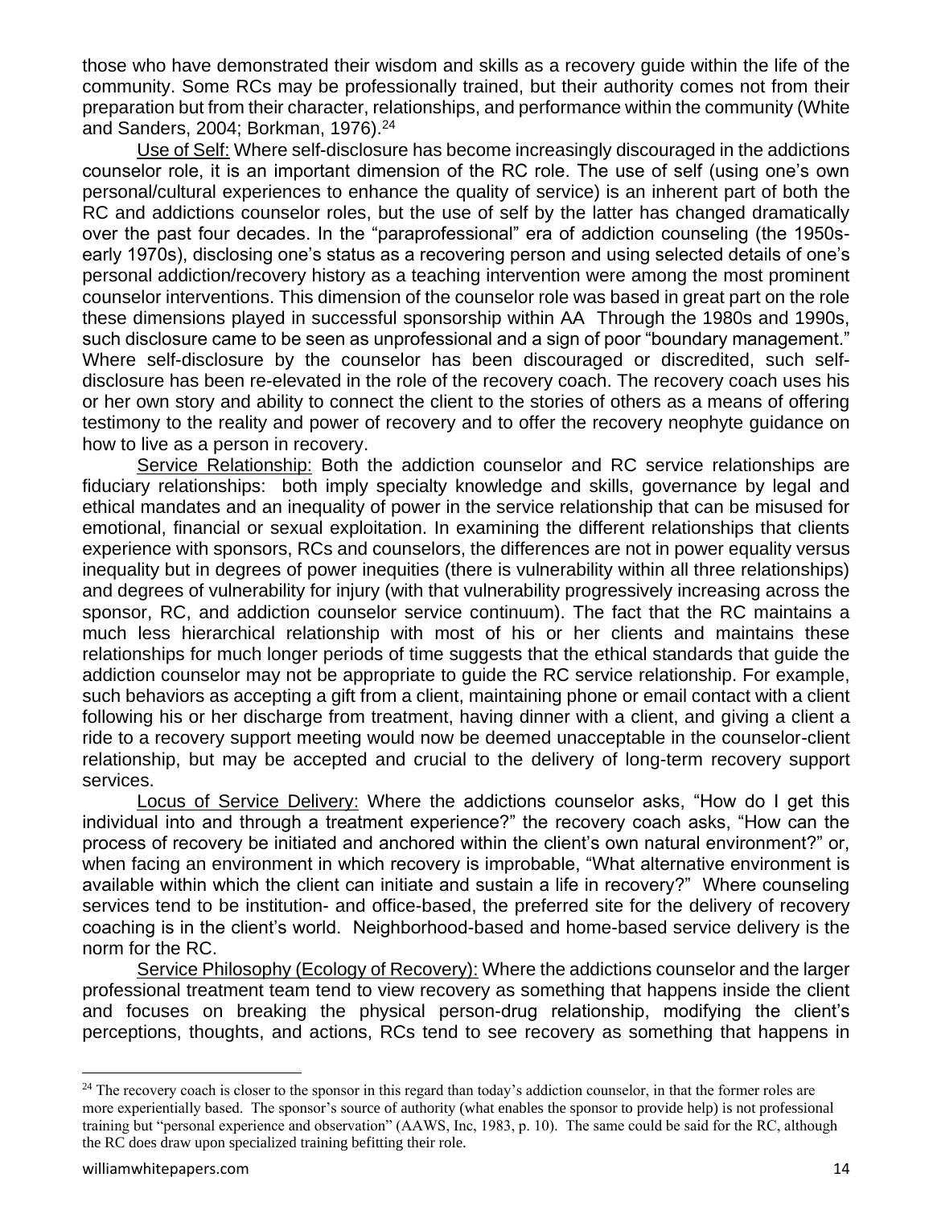those who have demonstrated their wisdom and skills as a recovery guide within the life of the community. Some RCs may be professionally trained, but their authority comes not from their preparation but from their character, relationships, and performance within the community (White and Sanders, 2004; Borkman, 1976).[24]

<u>Use of Self:</u> Where self-disclosure has become increasingly discouraged in the addictions counselor role, it is an important dimension of the RC role. The use of self (using one's own personal/cultural experiences to enhance the quality of service) is an inherent part of both the RC and addictions counselor roles, but the use of self by the latter has changed dramatically over the past four decades. In the "paraprofessional" era of addiction counseling (the 1950s-early 1970s), disclosing one's status as a recovering person and using selected details of one's personal addiction/recovery history as a teaching intervention were among the most prominent counselor interventions. This dimension of the counselor role was based in great part on the role these dimensions played in successful sponsorship within AA Through the 1980s and 1990s, such disclosure came to be seen as unprofessional and a sign of poor "boundary management." Where self-disclosure by the counselor has been discouraged or discredited, such self-disclosure has been re-elevated in the role of the recovery coach. The recovery coach uses his or her own story and ability to connect the client to the stories of others as a means of offering testimony to the reality and power of recovery and to offer the recovery neophyte guidance on how to live as a person in recovery.

<u>Service Relationship:</u> Both the addiction counselor and RC service relationships are fiduciary relationships: both imply specialty knowledge and skills, governance by legal and ethical mandates and an inequality of power in the service relationship that can be misused for emotional, financial or sexual exploitation. In examining the different relationships that clients experience with sponsors, RCs and counselors, the differences are not in power equality versus inequality but in degrees of power inequities (there is vulnerability within all three relationships) and degrees of vulnerability for injury (with that vulnerability progressively increasing across the sponsor, RC, and addiction counselor service continuum). The fact that the RC maintains a much less hierarchical relationship with most of his or her clients and maintains these relationships for much longer periods of time suggests that the ethical standards that guide the addiction counselor may not be appropriate to guide the RC service relationship. For example, such behaviors as accepting a gift from a client, maintaining phone or email contact with a client following his or her discharge from treatment, having dinner with a client, and giving a client a ride to a recovery support meeting would now be deemed unacceptable in the counselor-client relationship, but may be accepted and crucial to the delivery of long-term recovery support services.

<u>Locus of Service Delivery:</u> Where the addictions counselor asks, "How do I get this individual into and through a treatment experience?" the recovery coach asks, "How can the process of recovery be initiated and anchored within the client's own natural environment?" or, when facing an environment in which recovery is improbable, "What alternative environment is available within which the client can initiate and sustain a life in recovery?" Where counseling services tend to be institution- and office-based, the preferred site for the delivery of recovery coaching is in the client's world. Neighborhood-based and home-based service delivery is the norm for the RC.

<u>Service Philosophy (Ecology of Recovery):</u> Where the addictions counselor and the larger professional treatment team tend to view recovery as something that happens inside the client and focuses on breaking the physical person-drug relationship, modifying the client's perceptions, thoughts, and actions, RCs tend to see recovery as something that happens in

---

[24] The recovery coach is closer to the sponsor in this regard than today's addiction counselor, in that the former roles are more experientially based. The sponsor's source of authority (what enables the sponsor to provide help) is not professional training but "personal experience and observation" (AAWS, Inc, 1983, p. 10). The same could be said for the RC, although the RC does draw upon specialized training befitting their role.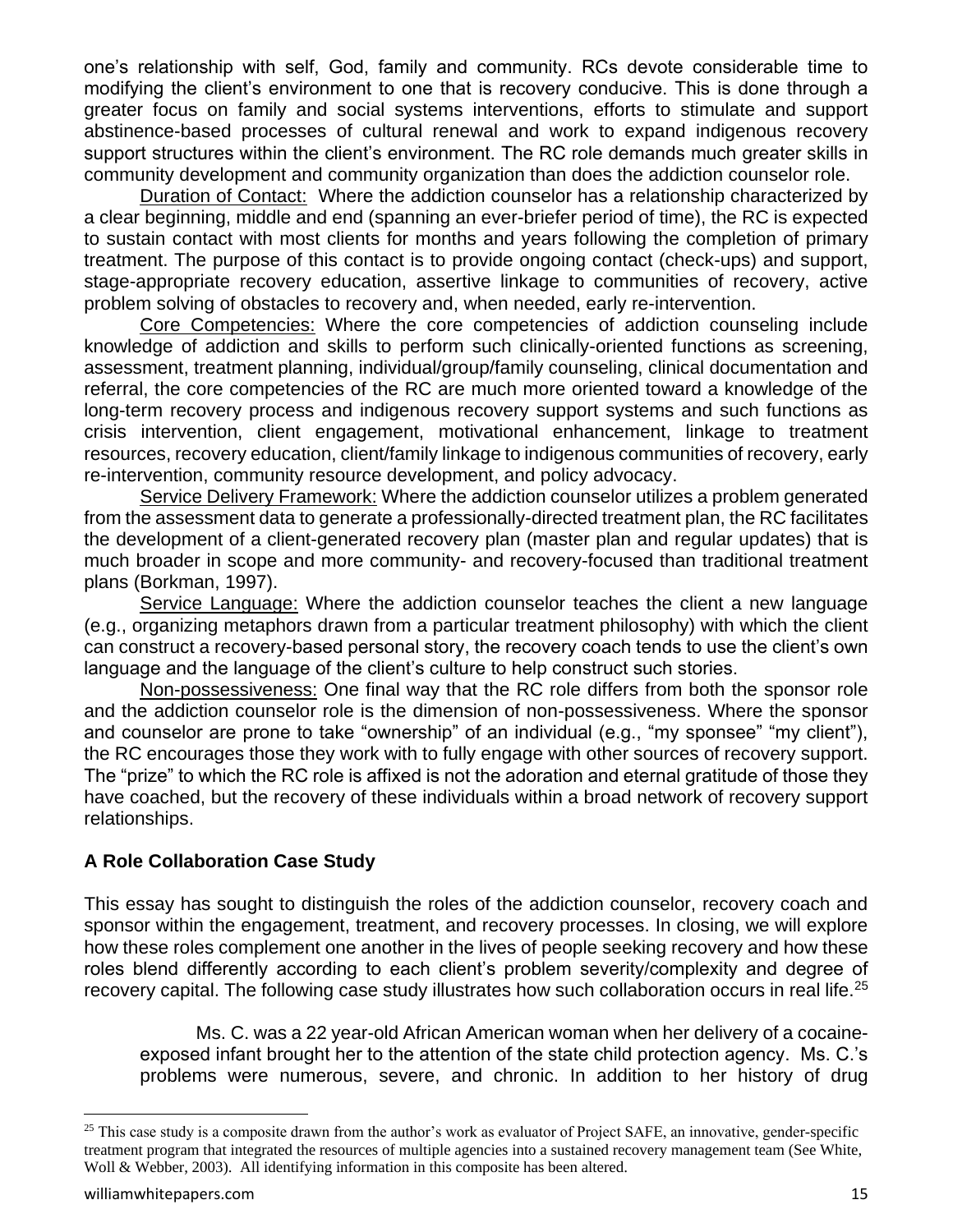one's relationship with self, God, family and community. RCs devote considerable time to modifying the client's environment to one that is recovery conducive. This is done through a greater focus on family and social systems interventions, efforts to stimulate and support abstinence-based processes of cultural renewal and work to expand indigenous recovery support structures within the client's environment. The RC role demands much greater skills in community development and community organization than does the addiction counselor role.

Duration of Contact: Where the addiction counselor has a relationship characterized by a clear beginning, middle and end (spanning an ever-briefer period of time), the RC is expected to sustain contact with most clients for months and years following the completion of primary treatment. The purpose of this contact is to provide ongoing contact (check-ups) and support, stage-appropriate recovery education, assertive linkage to communities of recovery, active problem solving of obstacles to recovery and, when needed, early re-intervention.

Core Competencies: Where the core competencies of addiction counseling include knowledge of addiction and skills to perform such clinically-oriented functions as screening, assessment, treatment planning, individual/group/family counseling, clinical documentation and referral, the core competencies of the RC are much more oriented toward a knowledge of the long-term recovery process and indigenous recovery support systems and such functions as crisis intervention, client engagement, motivational enhancement, linkage to treatment resources, recovery education, client/family linkage to indigenous communities of recovery, early re-intervention, community resource development, and policy advocacy.

Service Delivery Framework: Where the addiction counselor utilizes a problem generated from the assessment data to generate a professionally-directed treatment plan, the RC facilitates the development of a client-generated recovery plan (master plan and regular updates) that is much broader in scope and more community- and recovery-focused than traditional treatment plans (Borkman, 1997).

Service Language: Where the addiction counselor teaches the client a new language (e.g., organizing metaphors drawn from a particular treatment philosophy) with which the client can construct a recovery-based personal story, the recovery coach tends to use the client's own language and the language of the client's culture to help construct such stories.

Non-possessiveness: One final way that the RC role differs from both the sponsor role and the addiction counselor role is the dimension of non-possessiveness. Where the sponsor and counselor are prone to take "ownership" of an individual (e.g., "my sponsee" "my client"), the RC encourages those they work with to fully engage with other sources of recovery support. The "prize" to which the RC role is affixed is not the adoration and eternal gratitude of those they have coached, but the recovery of these individuals within a broad network of recovery support relationships.

## A Role Collaboration Case Study

This essay has sought to distinguish the roles of the addiction counselor, recovery coach and sponsor within the engagement, treatment, and recovery processes. In closing, we will explore how these roles complement one another in the lives of people seeking recovery and how these roles blend differently according to each client's problem severity/complexity and degree of recovery capital. The following case study illustrates how such collaboration occurs in real life.[25]

> Ms. C. was a 22 year-old African American woman when her delivery of a cocaine-exposed infant brought her to the attention of the state child protection agency. Ms. C.'s problems were numerous, severe, and chronic. In addition to her history of drug

[25] This case study is a composite drawn from the author's work as evaluator of Project SAFE, an innovative, gender-specific treatment program that integrated the resources of multiple agencies into a sustained recovery management team (See White, Woll & Webber, 2003). All identifying information in this composite has been altered.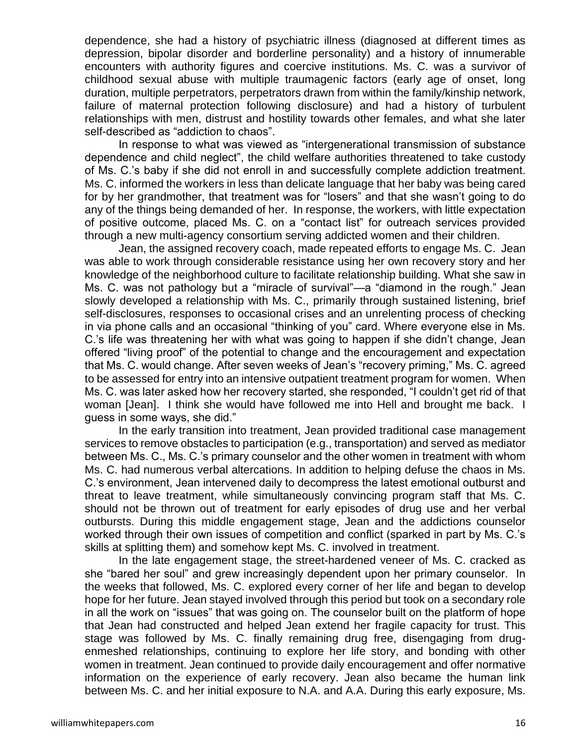dependence, she had a history of psychiatric illness (diagnosed at different times as depression, bipolar disorder and borderline personality) and a history of innumerable encounters with authority figures and coercive institutions. Ms. C. was a survivor of childhood sexual abuse with multiple traumagenic factors (early age of onset, long duration, multiple perpetrators, perpetrators drawn from within the family/kinship network, failure of maternal protection following disclosure) and had a history of turbulent relationships with men, distrust and hostility towards other females, and what she later self-described as "addiction to chaos".

In response to what was viewed as "intergenerational transmission of substance dependence and child neglect", the child welfare authorities threatened to take custody of Ms. C.'s baby if she did not enroll in and successfully complete addiction treatment. Ms. C. informed the workers in less than delicate language that her baby was being cared for by her grandmother, that treatment was for "losers" and that she wasn't going to do any of the things being demanded of her. In response, the workers, with little expectation of positive outcome, placed Ms. C. on a "contact list" for outreach services provided through a new multi-agency consortium serving addicted women and their children.

Jean, the assigned recovery coach, made repeated efforts to engage Ms. C. Jean was able to work through considerable resistance using her own recovery story and her knowledge of the neighborhood culture to facilitate relationship building. What she saw in Ms. C. was not pathology but a "miracle of survival"—a "diamond in the rough." Jean slowly developed a relationship with Ms. C., primarily through sustained listening, brief self-disclosures, responses to occasional crises and an unrelenting process of checking in via phone calls and an occasional "thinking of you" card. Where everyone else in Ms. C.'s life was threatening her with what was going to happen if she didn't change, Jean offered "living proof" of the potential to change and the encouragement and expectation that Ms. C. would change. After seven weeks of Jean's "recovery priming," Ms. C. agreed to be assessed for entry into an intensive outpatient treatment program for women. When Ms. C. was later asked how her recovery started, she responded, "I couldn't get rid of that woman [Jean]. I think she would have followed me into Hell and brought me back. I guess in some ways, she did."

In the early transition into treatment, Jean provided traditional case management services to remove obstacles to participation (e.g., transportation) and served as mediator between Ms. C., Ms. C.'s primary counselor and the other women in treatment with whom Ms. C. had numerous verbal altercations. In addition to helping defuse the chaos in Ms. C.'s environment, Jean intervened daily to decompress the latest emotional outburst and threat to leave treatment, while simultaneously convincing program staff that Ms. C. should not be thrown out of treatment for early episodes of drug use and her verbal outbursts. During this middle engagement stage, Jean and the addictions counselor worked through their own issues of competition and conflict (sparked in part by Ms. C.'s skills at splitting them) and somehow kept Ms. C. involved in treatment.

In the late engagement stage, the street-hardened veneer of Ms. C. cracked as she "bared her soul" and grew increasingly dependent upon her primary counselor. In the weeks that followed, Ms. C. explored every corner of her life and began to develop hope for her future. Jean stayed involved through this period but took on a secondary role in all the work on "issues" that was going on. The counselor built on the platform of hope that Jean had constructed and helped Jean extend her fragile capacity for trust. This stage was followed by Ms. C. finally remaining drug free, disengaging from drug-enmeshed relationships, continuing to explore her life story, and bonding with other women in treatment. Jean continued to provide daily encouragement and offer normative information on the experience of early recovery. Jean also became the human link between Ms. C. and her initial exposure to N.A. and A.A. During this early exposure, Ms.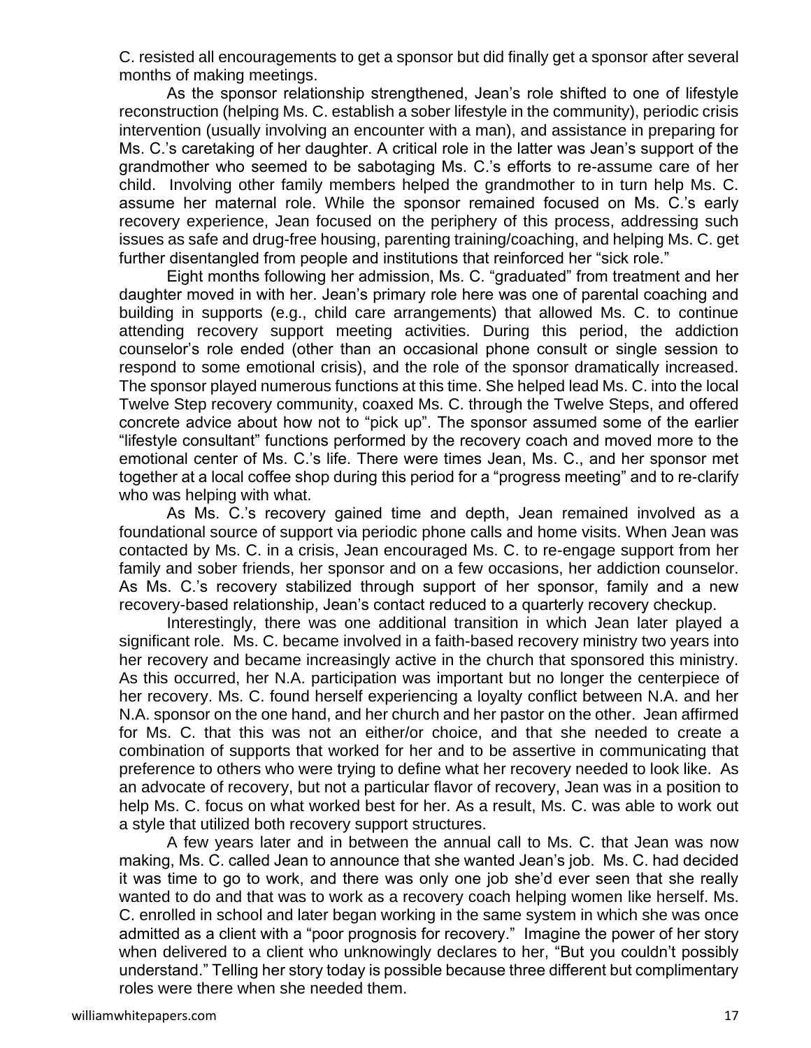C. resisted all encouragements to get a sponsor but did finally get a sponsor after several months of making meetings.

As the sponsor relationship strengthened, Jean's role shifted to one of lifestyle reconstruction (helping Ms. C. establish a sober lifestyle in the community), periodic crisis intervention (usually involving an encounter with a man), and assistance in preparing for Ms. C.'s caretaking of her daughter. A critical role in the latter was Jean's support of the grandmother who seemed to be sabotaging Ms. C.'s efforts to re-assume care of her child. Involving other family members helped the grandmother to in turn help Ms. C. assume her maternal role. While the sponsor remained focused on Ms. C.'s early recovery experience, Jean focused on the periphery of this process, addressing such issues as safe and drug-free housing, parenting training/coaching, and helping Ms. C. get further disentangled from people and institutions that reinforced her "sick role."

Eight months following her admission, Ms. C. "graduated" from treatment and her daughter moved in with her. Jean's primary role here was one of parental coaching and building in supports (e.g., child care arrangements) that allowed Ms. C. to continue attending recovery support meeting activities. During this period, the addiction counselor's role ended (other than an occasional phone consult or single session to respond to some emotional crisis), and the role of the sponsor dramatically increased. The sponsor played numerous functions at this time. She helped lead Ms. C. into the local Twelve Step recovery community, coaxed Ms. C. through the Twelve Steps, and offered concrete advice about how not to "pick up". The sponsor assumed some of the earlier "lifestyle consultant" functions performed by the recovery coach and moved more to the emotional center of Ms. C.'s life. There were times Jean, Ms. C., and her sponsor met together at a local coffee shop during this period for a "progress meeting" and to re-clarify who was helping with what.

As Ms. C.'s recovery gained time and depth, Jean remained involved as a foundational source of support via periodic phone calls and home visits. When Jean was contacted by Ms. C. in a crisis, Jean encouraged Ms. C. to re-engage support from her family and sober friends, her sponsor and on a few occasions, her addiction counselor. As Ms. C.'s recovery stabilized through support of her sponsor, family and a new recovery-based relationship, Jean's contact reduced to a quarterly recovery checkup.

Interestingly, there was one additional transition in which Jean later played a significant role. Ms. C. became involved in a faith-based recovery ministry two years into her recovery and became increasingly active in the church that sponsored this ministry. As this occurred, her N.A. participation was important but no longer the centerpiece of her recovery. Ms. C. found herself experiencing a loyalty conflict between N.A. and her N.A. sponsor on the one hand, and her church and her pastor on the other. Jean affirmed for Ms. C. that this was not an either/or choice, and that she needed to create a combination of supports that worked for her and to be assertive in communicating that preference to others who were trying to define what her recovery needed to look like. As an advocate of recovery, but not a particular flavor of recovery, Jean was in a position to help Ms. C. focus on what worked best for her. As a result, Ms. C. was able to work out a style that utilized both recovery support structures.

A few years later and in between the annual call to Ms. C. that Jean was now making, Ms. C. called Jean to announce that she wanted Jean's job. Ms. C. had decided it was time to go to work, and there was only one job she'd ever seen that she really wanted to do and that was to work as a recovery coach helping women like herself. Ms. C. enrolled in school and later began working in the same system in which she was once admitted as a client with a "poor prognosis for recovery." Imagine the power of her story when delivered to a client who unknowingly declares to her, "But you couldn't possibly understand." Telling her story today is possible because three different but complimentary roles were there when she needed them.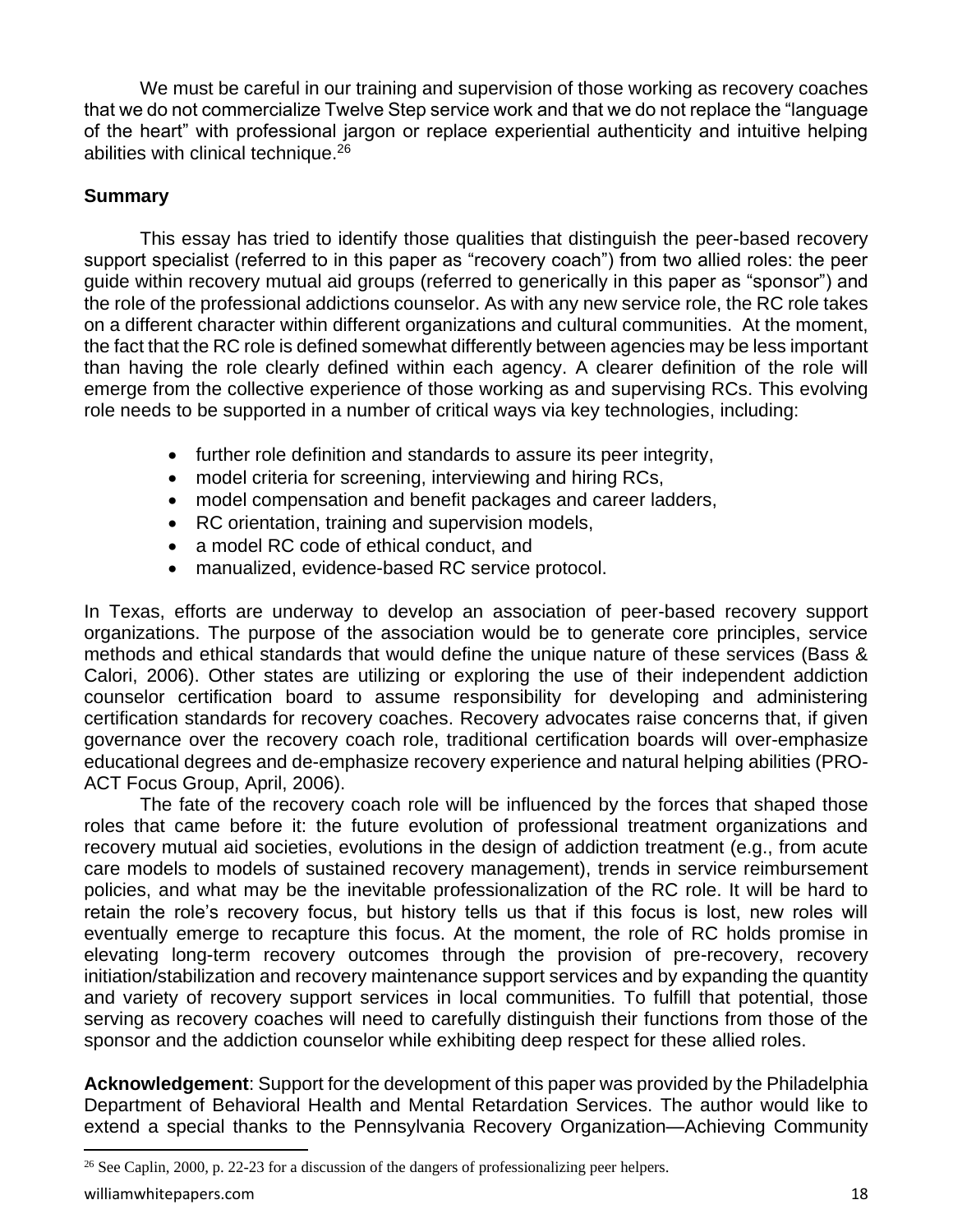We must be careful in our training and supervision of those working as recovery coaches that we do not commercialize Twelve Step service work and that we do not replace the "language of the heart" with professional jargon or replace experiential authenticity and intuitive helping abilities with clinical technique.[26]

**Summary**

This essay has tried to identify those qualities that distinguish the peer-based recovery support specialist (referred to in this paper as "recovery coach") from two allied roles: the peer guide within recovery mutual aid groups (referred to generically in this paper as "sponsor") and the role of the professional addictions counselor. As with any new service role, the RC role takes on a different character within different organizations and cultural communities. At the moment, the fact that the RC role is defined somewhat differently between agencies may be less important than having the role clearly defined within each agency. A clearer definition of the role will emerge from the collective experience of those working as and supervising RCs. This evolving role needs to be supported in a number of critical ways via key technologies, including:

- further role definition and standards to assure its peer integrity,
- model criteria for screening, interviewing and hiring RCs,
- model compensation and benefit packages and career ladders,
- RC orientation, training and supervision models,
- a model RC code of ethical conduct, and
- manualized, evidence-based RC service protocol.

In Texas, efforts are underway to develop an association of peer-based recovery support organizations. The purpose of the association would be to generate core principles, service methods and ethical standards that would define the unique nature of these services (Bass & Calori, 2006). Other states are utilizing or exploring the use of their independent addiction counselor certification board to assume responsibility for developing and administering certification standards for recovery coaches. Recovery advocates raise concerns that, if given governance over the recovery coach role, traditional certification boards will over-emphasize educational degrees and de-emphasize recovery experience and natural helping abilities (PRO-ACT Focus Group, April, 2006).

The fate of the recovery coach role will be influenced by the forces that shaped those roles that came before it: the future evolution of professional treatment organizations and recovery mutual aid societies, evolutions in the design of addiction treatment (e.g., from acute care models to models of sustained recovery management), trends in service reimbursement policies, and what may be the inevitable professionalization of the RC role. It will be hard to retain the role's recovery focus, but history tells us that if this focus is lost, new roles will eventually emerge to recapture this focus. At the moment, the role of RC holds promise in elevating long-term recovery outcomes through the provision of pre-recovery, recovery initiation/stabilization and recovery maintenance support services and by expanding the quantity and variety of recovery support services in local communities. To fulfill that potential, those serving as recovery coaches will need to carefully distinguish their functions from those of the sponsor and the addiction counselor while exhibiting deep respect for these allied roles.

**Acknowledgement**: Support for the development of this paper was provided by the Philadelphia Department of Behavioral Health and Mental Retardation Services. The author would like to extend a special thanks to the Pennsylvania Recovery Organization—Achieving Community

[26] See Caplin, 2000, p. 22-23 for a discussion of the dangers of professionalizing peer helpers.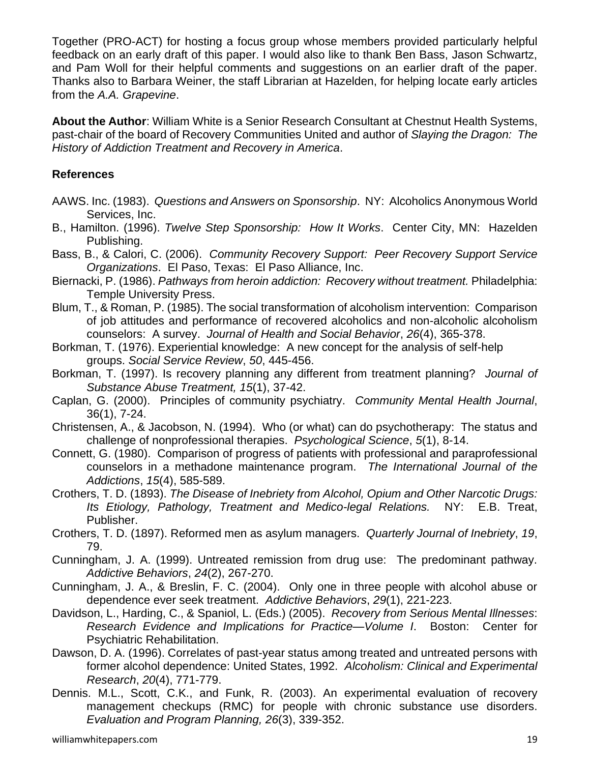Together (PRO-ACT) for hosting a focus group whose members provided particularly helpful feedback on an early draft of this paper. I would also like to thank Ben Bass, Jason Schwartz, and Pam Woll for their helpful comments and suggestions on an earlier draft of the paper. Thanks also to Barbara Weiner, the staff Librarian at Hazelden, for helping locate early articles from the *A.A. Grapevine*.

**About the Author**: William White is a Senior Research Consultant at Chestnut Health Systems, past-chair of the board of Recovery Communities United and author of *Slaying the Dragon: The History of Addiction Treatment and Recovery in America*.

**References**

AAWS. Inc. (1983). *Questions and Answers on Sponsorship*. NY: Alcoholics Anonymous World Services, Inc.

B., Hamilton. (1996). *Twelve Step Sponsorship: How It Works*. Center City, MN: Hazelden Publishing.

Bass, B., & Calori, C. (2006). *Community Recovery Support: Peer Recovery Support Service Organizations*. El Paso, Texas: El Paso Alliance, Inc.

Biernacki, P. (1986). *Pathways from heroin addiction: Recovery without treatment.* Philadelphia: Temple University Press.

Blum, T., & Roman, P. (1985). The social transformation of alcoholism intervention: Comparison of job attitudes and performance of recovered alcoholics and non-alcoholic alcoholism counselors: A survey. *Journal of Health and Social Behavior*, *26*(4), 365-378.

Borkman, T. (1976). Experiential knowledge: A new concept for the analysis of self-help groups. *Social Service Review*, *50*, 445-456.

Borkman, T. (1997). Is recovery planning any different from treatment planning? *Journal of Substance Abuse Treatment, 15*(1), 37-42.

Caplan, G. (2000). Principles of community psychiatry. *Community Mental Health Journal*, 36(1), 7-24.

Christensen, A., & Jacobson, N. (1994). Who (or what) can do psychotherapy: The status and challenge of nonprofessional therapies. *Psychological Science*, *5*(1), 8-14.

Connett, G. (1980). Comparison of progress of patients with professional and paraprofessional counselors in a methadone maintenance program. *The International Journal of the Addictions*, *15*(4), 585-589.

Crothers, T. D. (1893). *The Disease of Inebriety from Alcohol, Opium and Other Narcotic Drugs: Its Etiology, Pathology, Treatment and Medico-legal Relations.* NY: E.B. Treat, Publisher.

Crothers, T. D. (1897). Reformed men as asylum managers. *Quarterly Journal of Inebriety*, *19*, 79.

Cunningham, J. A. (1999). Untreated remission from drug use: The predominant pathway. *Addictive Behaviors*, *24*(2), 267-270.

Cunningham, J. A., & Breslin, F. C. (2004). Only one in three people with alcohol abuse or dependence ever seek treatment. *Addictive Behaviors*, *29*(1), 221-223.

Davidson, L., Harding, C., & Spaniol, L. (Eds.) (2005). *Recovery from Serious Mental Illnesses*: *Research Evidence and Implications for Practice—Volume I*. Boston: Center for Psychiatric Rehabilitation.

Dawson, D. A. (1996). Correlates of past-year status among treated and untreated persons with former alcohol dependence: United States, 1992. *Alcoholism: Clinical and Experimental Research*, *20*(4), 771-779.

Dennis. M.L., Scott, C.K., and Funk, R. (2003). An experimental evaluation of recovery management checkups (RMC) for people with chronic substance use disorders. *Evaluation and Program Planning, 26*(3), 339-352.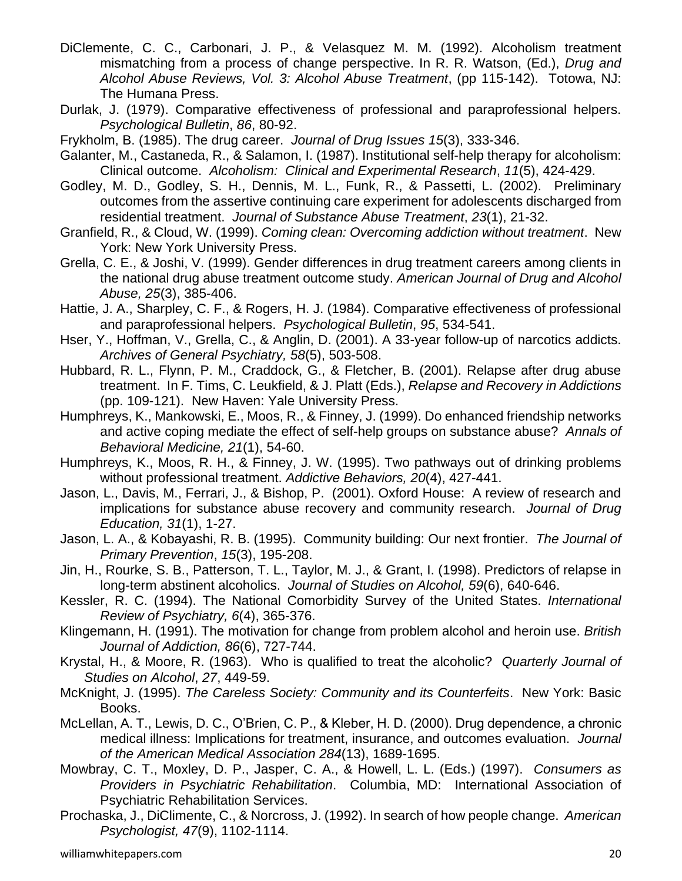DiClemente, C. C., Carbonari, J. P., & Velasquez M. M. (1992). Alcoholism treatment mismatching from a process of change perspective. In R. R. Watson, (Ed.), *Drug and Alcohol Abuse Reviews, Vol. 3: Alcohol Abuse Treatment*, (pp 115-142). Totowa, NJ: The Humana Press.

Durlak, J. (1979). Comparative effectiveness of professional and paraprofessional helpers. *Psychological Bulletin*, *86*, 80-92.

Frykholm, B. (1985). The drug career. *Journal of Drug Issues 15*(3), 333-346.

Galanter, M., Castaneda, R., & Salamon, I. (1987). Institutional self-help therapy for alcoholism: Clinical outcome. *Alcoholism: Clinical and Experimental Research*, *11*(5), 424-429.

Godley, M. D., Godley, S. H., Dennis, M. L., Funk, R., & Passetti, L. (2002). Preliminary outcomes from the assertive continuing care experiment for adolescents discharged from residential treatment. *Journal of Substance Abuse Treatment*, *23*(1), 21-32.

Granfield, R., & Cloud, W. (1999). *Coming clean: Overcoming addiction without treatment*. New York: New York University Press.

Grella, C. E., & Joshi, V. (1999). Gender differences in drug treatment careers among clients in the national drug abuse treatment outcome study. *American Journal of Drug and Alcohol Abuse, 25*(3), 385-406.

Hattie, J. A., Sharpley, C. F., & Rogers, H. J. (1984). Comparative effectiveness of professional and paraprofessional helpers. *Psychological Bulletin*, *95*, 534-541.

Hser, Y., Hoffman, V., Grella, C., & Anglin, D. (2001). A 33-year follow-up of narcotics addicts. *Archives of General Psychiatry, 58*(5), 503-508.

Hubbard, R. L., Flynn, P. M., Craddock, G., & Fletcher, B. (2001). Relapse after drug abuse treatment. In F. Tims, C. Leukfield, & J. Platt (Eds.), *Relapse and Recovery in Addictions* (pp. 109-121). New Haven: Yale University Press.

Humphreys, K., Mankowski, E., Moos, R., & Finney, J. (1999). Do enhanced friendship networks and active coping mediate the effect of self-help groups on substance abuse? *Annals of Behavioral Medicine, 21*(1), 54-60.

Humphreys, K., Moos, R. H., & Finney, J. W. (1995). Two pathways out of drinking problems without professional treatment. *Addictive Behaviors, 20*(4), 427-441.

Jason, L., Davis, M., Ferrari, J., & Bishop, P. (2001). Oxford House: A review of research and implications for substance abuse recovery and community research. *Journal of Drug Education, 31*(1), 1-27.

Jason, L. A., & Kobayashi, R. B. (1995). Community building: Our next frontier. *The Journal of Primary Prevention*, *15*(3), 195-208.

Jin, H., Rourke, S. B., Patterson, T. L., Taylor, M. J., & Grant, I. (1998). Predictors of relapse in long-term abstinent alcoholics. *Journal of Studies on Alcohol, 59*(6), 640-646.

Kessler, R. C. (1994). The National Comorbidity Survey of the United States. *International Review of Psychiatry, 6*(4), 365-376.

Klingemann, H. (1991). The motivation for change from problem alcohol and heroin use. *British Journal of Addiction, 86*(6), 727-744.

Krystal, H., & Moore, R. (1963). Who is qualified to treat the alcoholic? *Quarterly Journal of Studies on Alcohol*, *27*, 449-59.

McKnight, J. (1995). *The Careless Society: Community and its Counterfeits*. New York: Basic Books.

McLellan, A. T., Lewis, D. C., O'Brien, C. P., & Kleber, H. D. (2000). Drug dependence, a chronic medical illness: Implications for treatment, insurance, and outcomes evaluation. *Journal of the American Medical Association 284*(13), 1689-1695.

Mowbray, C. T., Moxley, D. P., Jasper, C. A., & Howell, L. L. (Eds.) (1997). *Consumers as Providers in Psychiatric Rehabilitation*. Columbia, MD: International Association of Psychiatric Rehabilitation Services.

Prochaska, J., DiClimente, C., & Norcross, J. (1992). In search of how people change. *American Psychologist, 47*(9), 1102-1114.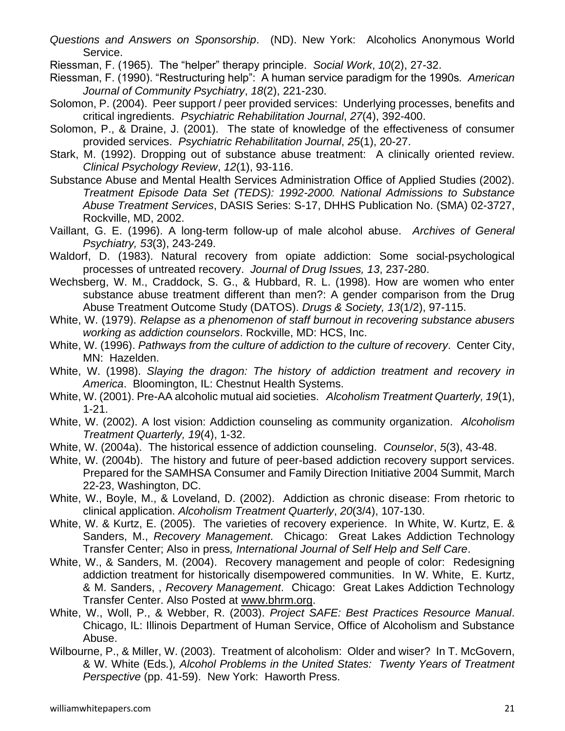*Questions and Answers on Sponsorship*. (ND). New York: Alcoholics Anonymous World Service.

Riessman, F. (1965). The "helper" therapy principle. *Social Work*, *10*(2), 27-32.

Riessman, F. (1990). "Restructuring help": A human service paradigm for the 1990s*. American Journal of Community Psychiatry*, *18*(2), 221-230.

Solomon, P. (2004). Peer support / peer provided services: Underlying processes, benefits and critical ingredients. *Psychiatric Rehabilitation Journal*, *27*(4), 392-400.

Solomon, P., & Draine, J. (2001). The state of knowledge of the effectiveness of consumer provided services. *Psychiatric Rehabilitation Journal*, *25*(1), 20-27.

Stark, M. (1992). Dropping out of substance abuse treatment: A clinically oriented review. *Clinical Psychology Review*, *12*(1), 93-116.

Substance Abuse and Mental Health Services Administration Office of Applied Studies (2002). *Treatment Episode Data Set (TEDS): 1992-2000. National Admissions to Substance Abuse Treatment Services*, DASIS Series: S-17, DHHS Publication No. (SMA) 02-3727, Rockville, MD, 2002.

Vaillant, G. E. (1996). A long-term follow-up of male alcohol abuse. *Archives of General Psychiatry, 53*(3), 243-249.

Waldorf, D. (1983). Natural recovery from opiate addiction: Some social-psychological processes of untreated recovery. *Journal of Drug Issues, 13*, 237-280.

Wechsberg, W. M., Craddock, S. G., & Hubbard, R. L. (1998). How are women who enter substance abuse treatment different than men?: A gender comparison from the Drug Abuse Treatment Outcome Study (DATOS). *Drugs & Society, 13*(1/2), 97-115.

White, W. (1979). *Relapse as a phenomenon of staff burnout in recovering substance abusers working as addiction counselors*. Rockville, MD: HCS, Inc.

White, W. (1996). *Pathways from the culture of addiction to the culture of recovery*. Center City, MN: Hazelden.

White, W. (1998). *Slaying the dragon: The history of addiction treatment and recovery in America*. Bloomington, IL: Chestnut Health Systems.

White, W. (2001). Pre-AA alcoholic mutual aid societies. *Alcoholism Treatment Quarterly, 19*(1), 1-21.

White, W. (2002). A lost vision: Addiction counseling as community organization. *Alcoholism Treatment Quarterly, 19*(4), 1-32.

White, W. (2004a). The historical essence of addiction counseling. *Counselor*, *5*(3), 43-48.

White, W. (2004b). The history and future of peer-based addiction recovery support services. Prepared for the SAMHSA Consumer and Family Direction Initiative 2004 Summit, March 22-23, Washington, DC.

White, W., Boyle, M., & Loveland, D. (2002). Addiction as chronic disease: From rhetoric to clinical application. *Alcoholism Treatment Quarterly*, *20*(3/4), 107-130.

White, W. & Kurtz, E. (2005). The varieties of recovery experience. In White, W. Kurtz, E. & Sanders, M., *Recovery Management*. Chicago: Great Lakes Addiction Technology Transfer Center; Also in press*, International Journal of Self Help and Self Care*.

White, W., & Sanders, M. (2004). Recovery management and people of color: Redesigning addiction treatment for historically disempowered communities. In W. White, E. Kurtz, & M. Sanders, , *Recovery Management*. Chicago: Great Lakes Addiction Technology Transfer Center. Also Posted at www.bhrm.org.

White, W., Woll, P., & Webber, R. (2003). *Project SAFE: Best Practices Resource Manual*. Chicago, IL: Illinois Department of Human Service, Office of Alcoholism and Substance Abuse.

Wilbourne, P., & Miller, W. (2003). Treatment of alcoholism: Older and wiser? In T. McGovern, & W. White (Eds*.*)*, Alcohol Problems in the United States: Twenty Years of Treatment Perspective* (pp. 41-59). New York: Haworth Press.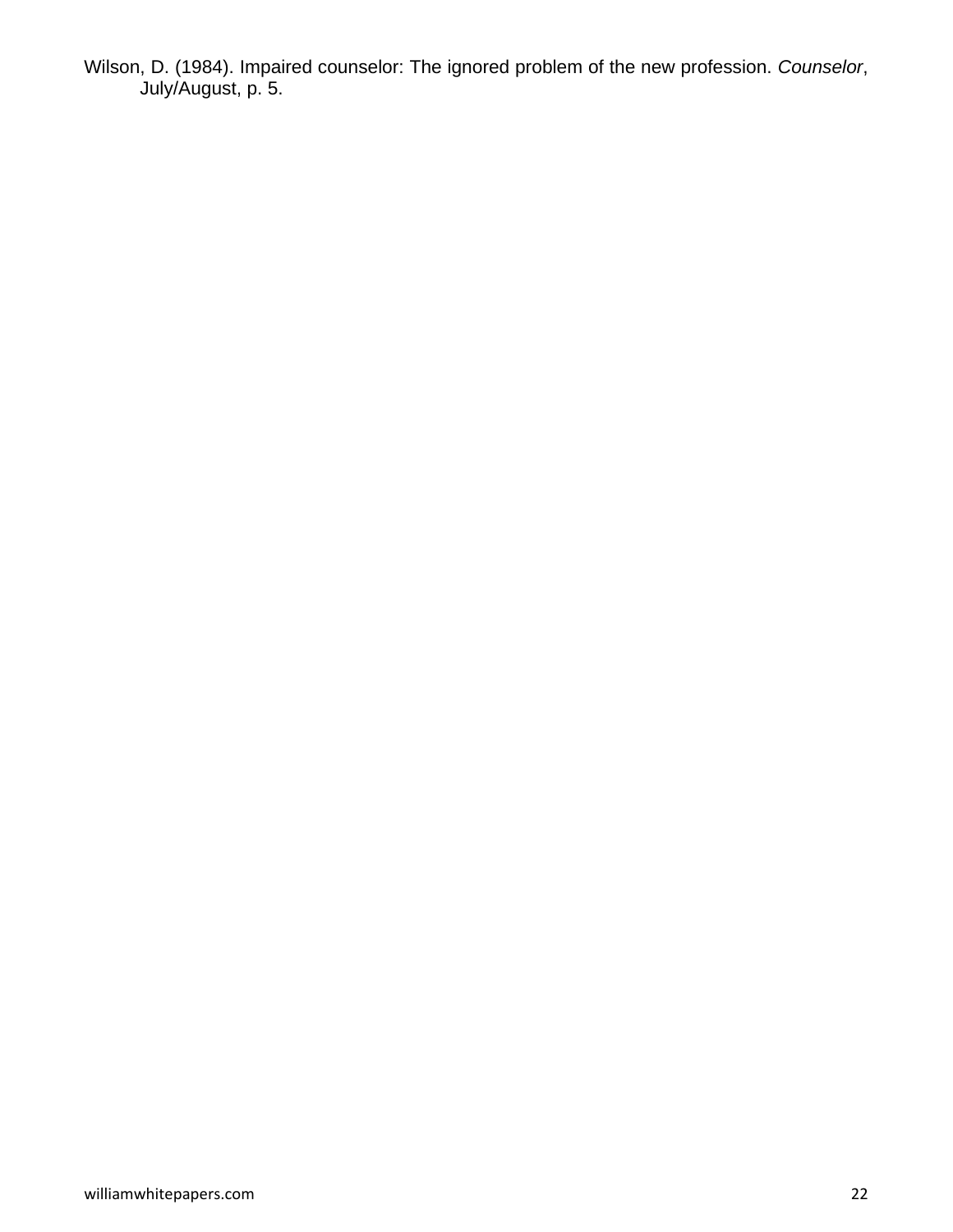Wilson, D. (1984). Impaired counselor: The ignored problem of the new profession. *Counselor*, July/August, p. 5.